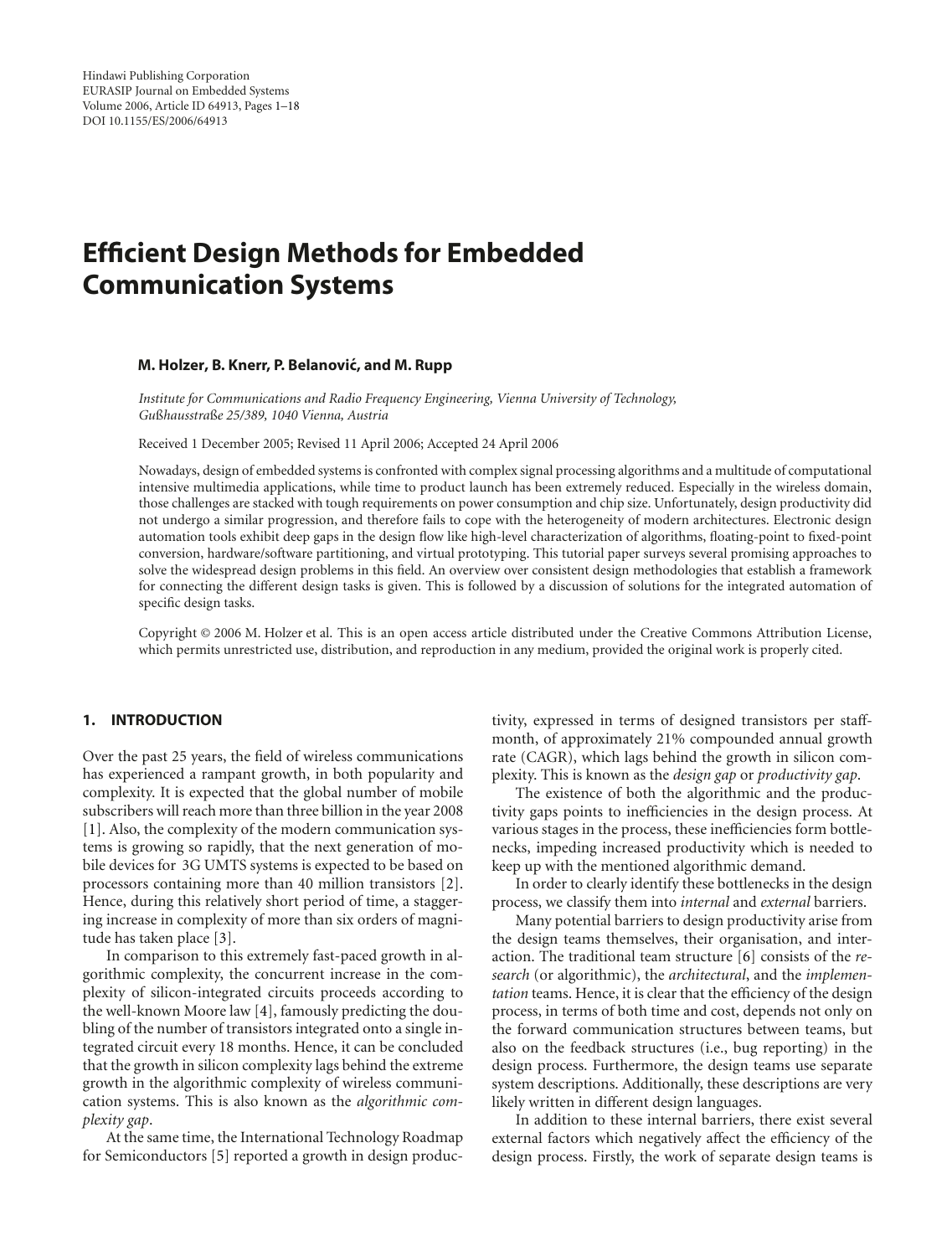# Efficient Design Methods for Embedded Communication Systems

**M. Holzer, B. Knerr, P. Belanović, and M. Rupp**

*Institute for Communications and Radio Frequency Engineering, Vienna University of Technology, Gußhausstraße 25/389, 1040 Vienna, Austria*

Received 1 December 2005; Revised 11 April 2006; Accepted 24 April 2006

Nowadays, design of embedded systems is confronted with complex signal processing algorithms and a multitude of computational intensive multimedia applications, while time to product launch has been extremely reduced. Especially in the wireless domain, those challenges are stacked with tough requirements on power consumption and chip size. Unfortunately, design productivity did not undergo a similar progression, and therefore fails to cope with the heterogeneity of modern architectures. Electronic design automation tools exhibit deep gaps in the design flow like high-level characterization of algorithms, floating-point to fixed-point conversion, hardware/software partitioning, and virtual prototyping. This tutorial paper surveys several promising approaches to solve the widespread design problems in this field. An overview over consistent design methodologies that establish a framework for connecting the different design tasks is given. This is followed by a discussion of solutions for the integrated automation of specific design tasks.

Copyright © 2006 M. Holzer et al. This is an open access article distributed under the Creative Commons Attribution License, which permits unrestricted use, distribution, and reproduction in any medium, provided the original work is properly cited.

## 1. INTRODUCTION

Over the past 25 years, the field of wireless communications has experienced a rampant growth, in both popularity and complexity. It is expected that the global number of mobile subscribers will reach more than three billion in the year 2008 [1]. Also, the complexity of the modern communication systems is growing so rapidly, that the next generation of mobile devices for 3G UMTS systems is expected to be based on processors containing more than 40 million transistors [2]. Hence, during this relatively short period of time, a staggering increase in complexity of more than six orders of magnitude has taken place [3].

In comparison to this extremely fast-paced growth in algorithmic complexity, the concurrent increase in the complexity of silicon-integrated circuits proceeds according to the well-known Moore law [4], famously predicting the doubling of the number of transistors integrated onto a single integrated circuit every 18 months. Hence, it can be concluded that the growth in silicon complexity lags behind the extreme growth in the algorithmic complexity of wireless communication systems. This is also known as the *algorithmic complexity gap*.

At the same time, the International Technology Roadmap for Semiconductors [5] reported a growth in design productivity, expressed in terms of designed transistors per staff-month, of approximately 21% compounded annual growth rate (CAGR), which lags behind the growth in silicon complexity. This is known as the *design gap* or *productivity gap*.

The existence of both the algorithmic and the productivity gaps points to inefficiencies in the design process. At various stages in the process, these inefficiencies form bottlenecks, impeding increased productivity which is needed to keep up with the mentioned algorithmic demand.

In order to clearly identify these bottlenecks in the design process, we classify them into *internal* and *external* barriers.

Many potential barriers to design productivity arise from the design teams themselves, their organisation, and interaction. The traditional team structure [6] consists of the *research* (or algorithmic), the *architectural*, and the *implementation* teams. Hence, it is clear that the efficiency of the design process, in terms of both time and cost, depends not only on the forward communication structures between teams, but also on the feedback structures (i.e., bug reporting) in the design process. Furthermore, the design teams use separate system descriptions. Additionally, these descriptions are very likely written in different design languages.

In addition to these internal barriers, there exist several external factors which negatively affect the efficiency of the design process. Firstly, the work of separate design teams is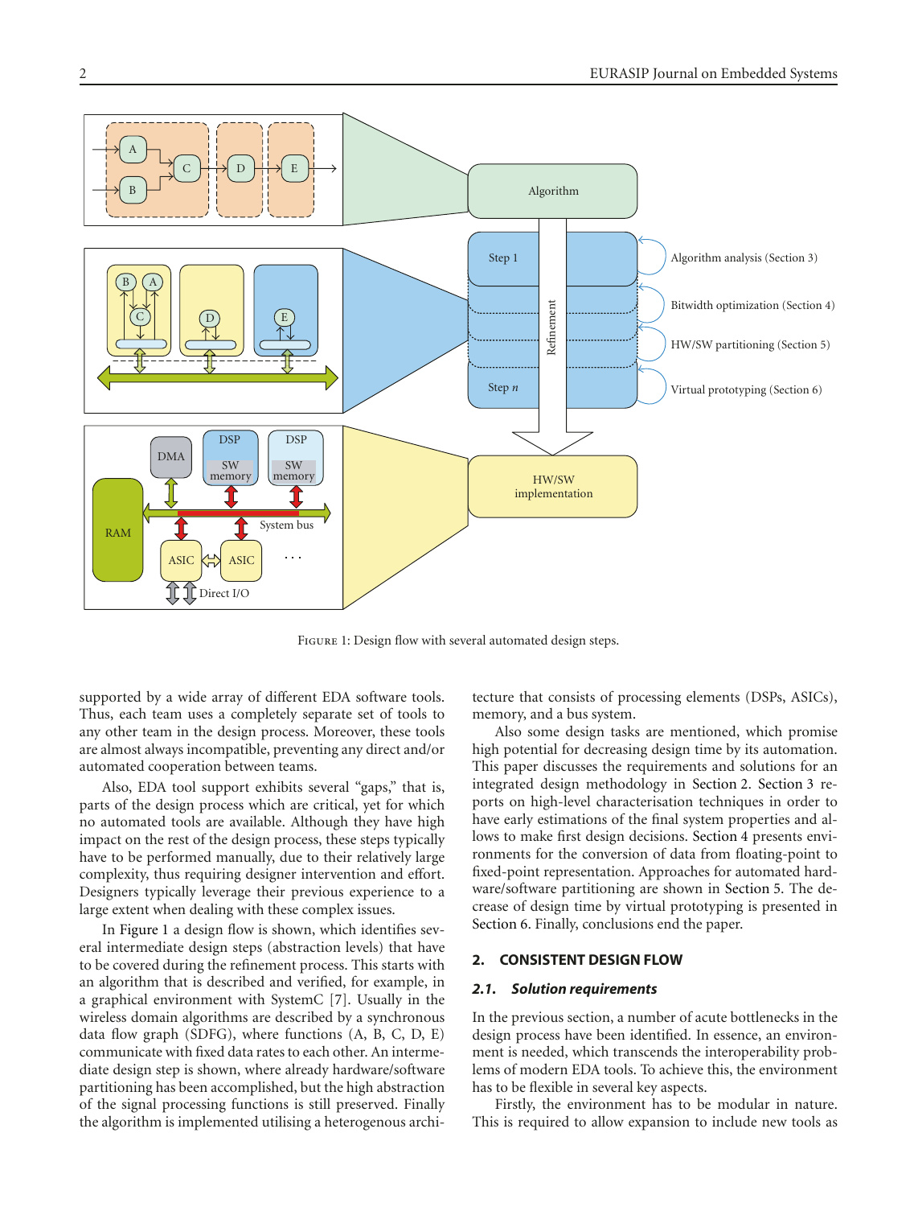Figure 1: Design flow with several automated design steps.

supported by a wide array of different EDA software tools. Thus, each team uses a completely separate set of tools to any other team in the design process. Moreover, these tools are almost always incompatible, preventing any direct and/or automated cooperation between teams.

Also, EDA tool support exhibits several "gaps," that is, parts of the design process which are critical, yet for which no automated tools are available. Although they have high impact on the rest of the design process, these steps typically have to be performed manually, due to their relatively large complexity, thus requiring designer intervention and effort. Designers typically leverage their previous experience to a large extent when dealing with these complex issues.

In Figure 1 a design flow is shown, which identifies several intermediate design steps (abstraction levels) that have to be covered during the refinement process. This starts with an algorithm that is described and verified, for example, in a graphical environment with SystemC [7]. Usually in the wireless domain algorithms are described by a synchronous data flow graph (SDFG), where functions (A, B, C, D, E) communicate with fixed data rates to each other. An intermediate design step is shown, where already hardware/software partitioning has been accomplished, but the high abstraction of the signal processing functions is still preserved. Finally the algorithm is implemented utilising a heterogenous architecture that consists of processing elements (DSPs, ASICs), memory, and a bus system.

Also some design tasks are mentioned, which promise high potential for decreasing design time by its automation. This paper discusses the requirements and solutions for an integrated design methodology in Section 2. Section 3 reports on high-level characterisation techniques in order to have early estimations of the final system properties and allows to make first design decisions. Section 4 presents environments for the conversion of data from floating-point to fixed-point representation. Approaches for automated hardware/software partitioning are shown in Section 5. The decrease of design time by virtual prototyping is presented in Section 6. Finally, conclusions end the paper.

## 2. CONSISTENT DESIGN FLOW

### 2.1. Solution requirements

In the previous section, a number of acute bottlenecks in the design process have been identified. In essence, an environment is needed, which transcends the interoperability problems of modern EDA tools. To achieve this, the environment has to be flexible in several key aspects.

Firstly, the environment has to be modular in nature. This is required to allow expansion to include new tools as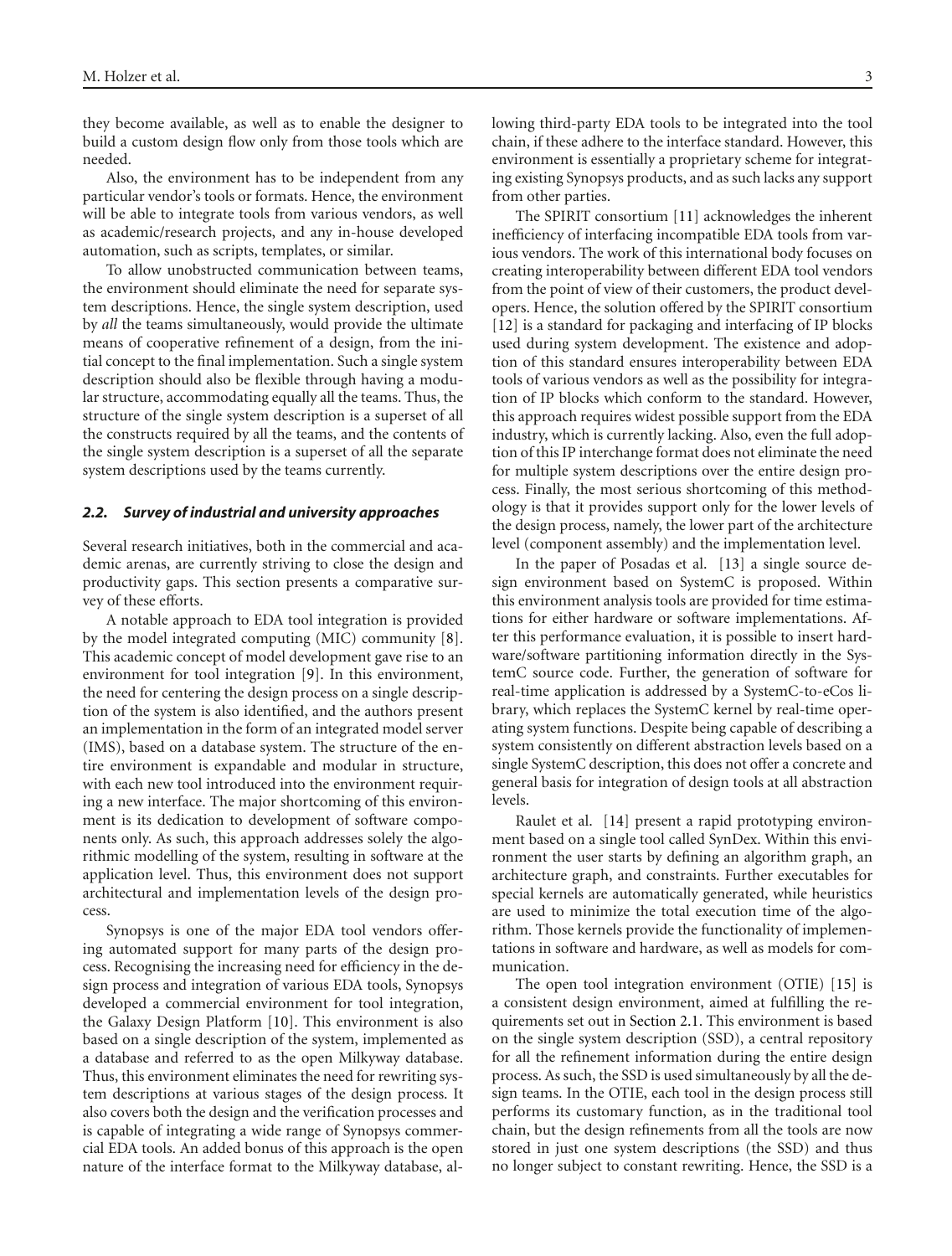they become available, as well as to enable the designer to build a custom design flow only from those tools which are needed.

Also, the environment has to be independent from any particular vendor's tools or formats. Hence, the environment will be able to integrate tools from various vendors, as well as academic/research projects, and any in-house developed automation, such as scripts, templates, or similar.

To allow unobstructed communication between teams, the environment should eliminate the need for separate system descriptions. Hence, the single system description, used by *all* the teams simultaneously, would provide the ultimate means of cooperative refinement of a design, from the initial concept to the final implementation. Such a single system description should also be flexible through having a modular structure, accommodating equally all the teams. Thus, the structure of the single system description is a superset of all the constructs required by all the teams, and the contents of the single system description is a superset of all the separate system descriptions used by the teams currently.

### 2.2. Survey of industrial and university approaches

Several research initiatives, both in the commercial and academic arenas, are currently striving to close the design and productivity gaps. This section presents a comparative survey of these efforts.

A notable approach to EDA tool integration is provided by the model integrated computing (MIC) community [8]. This academic concept of model development gave rise to an environment for tool integration [9]. In this environment, the need for centering the design process on a single description of the system is also identified, and the authors present an implementation in the form of an integrated model server (IMS), based on a database system. The structure of the entire environment is expandable and modular in structure, with each new tool introduced into the environment requiring a new interface. The major shortcoming of this environment is its dedication to development of software components only. As such, this approach addresses solely the algorithmic modelling of the system, resulting in software at the application level. Thus, this environment does not support architectural and implementation levels of the design process.

Synopsys is one of the major EDA tool vendors offering automated support for many parts of the design process. Recognising the increasing need for efficiency in the design process and integration of various EDA tools, Synopsys developed a commercial environment for tool integration, the Galaxy Design Platform [10]. This environment is also based on a single description of the system, implemented as a database and referred to as the open Milkyway database. Thus, this environment eliminates the need for rewriting system descriptions at various stages of the design process. It also covers both the design and the verification processes and is capable of integrating a wide range of Synopsys commercial EDA tools. An added bonus of this approach is the open nature of the interface format to the Milkyway database, allowing third-party EDA tools to be integrated into the tool chain, if these adhere to the interface standard. However, this environment is essentially a proprietary scheme for integrating existing Synopsys products, and as such lacks any support from other parties.

The SPIRIT consortium [11] acknowledges the inherent inefficiency of interfacing incompatible EDA tools from various vendors. The work of this international body focuses on creating interoperability between different EDA tool vendors from the point of view of their customers, the product developers. Hence, the solution offered by the SPIRIT consortium [12] is a standard for packaging and interfacing of IP blocks used during system development. The existence and adoption of this standard ensures interoperability between EDA tools of various vendors as well as the possibility for integration of IP blocks which conform to the standard. However, this approach requires widest possible support from the EDA industry, which is currently lacking. Also, even the full adoption of this IP interchange format does not eliminate the need for multiple system descriptions over the entire design process. Finally, the most serious shortcoming of this methodology is that it provides support only for the lower levels of the design process, namely, the lower part of the architecture level (component assembly) and the implementation level.

In the paper of Posadas et al. [13] a single source design environment based on SystemC is proposed. Within this environment analysis tools are provided for time estimations for either hardware or software implementations. After this performance evaluation, it is possible to insert hardware/software partitioning information directly in the SystemC source code. Further, the generation of software for real-time application is addressed by a SystemC-to-eCos library, which replaces the SystemC kernel by real-time operating system functions. Despite being capable of describing a system consistently on different abstraction levels based on a single SystemC description, this does not offer a concrete and general basis for integration of design tools at all abstraction levels.

Raulet et al. [14] present a rapid prototyping environment based on a single tool called SynDex. Within this environment the user starts by defining an algorithm graph, an architecture graph, and constraints. Further executables for special kernels are automatically generated, while heuristics are used to minimize the total execution time of the algorithm. Those kernels provide the functionality of implementations in software and hardware, as well as models for communication.

The open tool integration environment (OTIE) [15] is a consistent design environment, aimed at fulfilling the requirements set out in Section 2.1. This environment is based on the single system description (SSD), a central repository for all the refinement information during the entire design process. As such, the SSD is used simultaneously by all the design teams. In the OTIE, each tool in the design process still performs its customary function, as in the traditional tool chain, but the design refinements from all the tools are now stored in just one system descriptions (the SSD) and thus no longer subject to constant rewriting. Hence, the SSD is a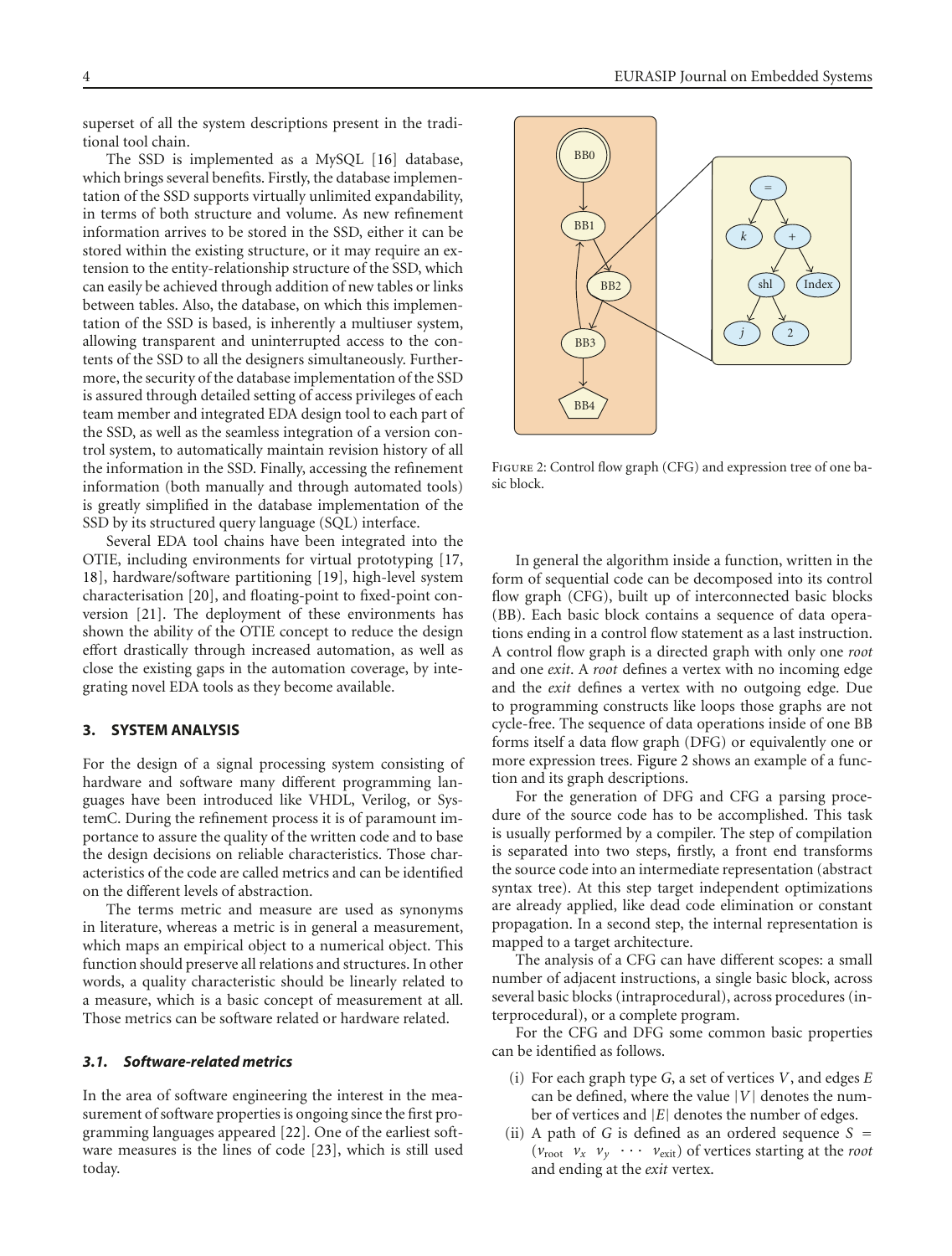superset of all the system descriptions present in the traditional tool chain.

The SSD is implemented as a MySQL [16] database, which brings several benefits. Firstly, the database implementation of the SSD supports virtually unlimited expandability, in terms of both structure and volume. As new refinement information arrives to be stored in the SSD, either it can be stored within the existing structure, or it may require an extension to the entity-relationship structure of the SSD, which can easily be achieved through addition of new tables or links between tables. Also, the database, on which this implementation of the SSD is based, is inherently a multiuser system, allowing transparent and uninterrupted access to the contents of the SSD to all the designers simultaneously. Furthermore, the security of the database implementation of the SSD is assured through detailed setting of access privileges of each team member and integrated EDA design tool to each part of the SSD, as well as the seamless integration of a version control system, to automatically maintain revision history of all the information in the SSD. Finally, accessing the refinement information (both manually and through automated tools) is greatly simplified in the database implementation of the SSD by its structured query language (SQL) interface.

Several EDA tool chains have been integrated into the OTIE, including environments for virtual prototyping [17, 18], hardware/software partitioning [19], high-level system characterisation [20], and floating-point to fixed-point conversion [21]. The deployment of these environments has shown the ability of the OTIE concept to reduce the design effort drastically through increased automation, as well as close the existing gaps in the automation coverage, by integrating novel EDA tools as they become available.

## 3. SYSTEM ANALYSIS

For the design of a signal processing system consisting of hardware and software many different programming languages have been introduced like VHDL, Verilog, or SystemC. During the refinement process it is of paramount importance to assure the quality of the written code and to base the design decisions on reliable characteristics. Those characteristics of the code are called metrics and can be identified on the different levels of abstraction.

The terms metric and measure are used as synonyms in literature, whereas a metric is in general a measurement, which maps an empirical object to a numerical object. This function should preserve all relations and structures. In other words, a quality characteristic should be linearly related to a measure, which is a basic concept of measurement at all. Those metrics can be software related or hardware related.

### *3.1. Software-related metrics*

In the area of software engineering the interest in the measurement of software properties is ongoing since the first programming languages appeared [22]. One of the earliest software measures is the lines of code [23], which is still used today.

Figure 2: Control flow graph (CFG) and expression tree of one basic block.

In general the algorithm inside a function, written in the form of sequential code can be decomposed into its control flow graph (CFG), built up of interconnected basic blocks (BB). Each basic block contains a sequence of data operations ending in a control flow statement as a last instruction. A control flow graph is a directed graph with only one *root* and one *exit*. A *root* defines a vertex with no incoming edge and the *exit* defines a vertex with no outgoing edge. Due to programming constructs like loops those graphs are not cycle-free. The sequence of data operations inside of one BB forms itself a data flow graph (DFG) or equivalently one or more expression trees. Figure 2 shows an example of a function and its graph descriptions.

For the generation of DFG and CFG a parsing procedure of the source code has to be accomplished. This task is usually performed by a compiler. The step of compilation is separated into two steps, firstly, a front end transforms the source code into an intermediate representation (abstract syntax tree). At this step target independent optimizations are already applied, like dead code elimination or constant propagation. In a second step, the internal representation is mapped to a target architecture.

The analysis of a CFG can have different scopes: a small number of adjacent instructions, a single basic block, across several basic blocks (intraprocedural), across procedures (interprocedural), or a complete program.

For the CFG and DFG some common basic properties can be identified as follows.

(i) For each graph type $G$, a set of vertices $V$, and edges $E$ can be defined, where the value $|V|$ denotes the number of vertices and $|E|$ denotes the number of edges.

(ii) A path of $G$ is defined as an ordered sequence $S = (v_{\text{root}} \;\; v_x \;\; v_y \;\; \cdots \;\; v_{\text{exit}})$ of vertices starting at the *root* and ending at the *exit* vertex.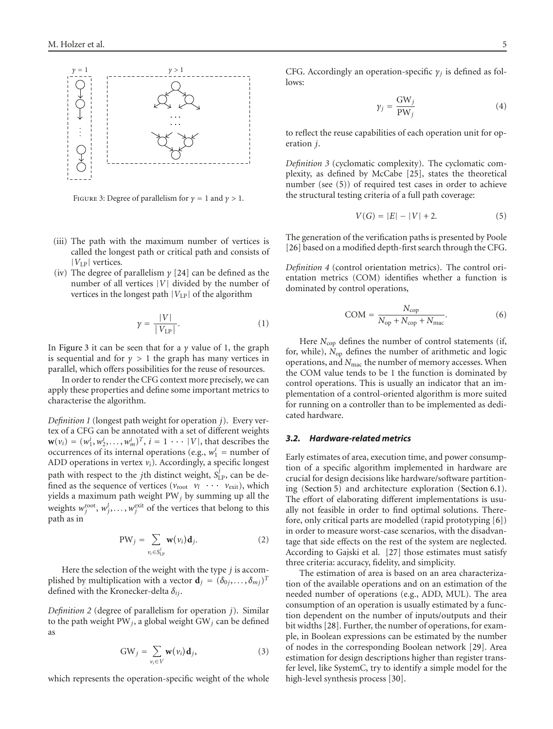FIGURE 3: Degree of parallelism for $\gamma = 1$ and $\gamma > 1$.

(iii) The path with the maximum number of vertices is called the longest path or critical path and consists of $|V_{\text{LP}}|$ vertices.

(iv) The degree of parallelism $\gamma$ [24] can be defined as the number of all vertices $|V|$ divided by the number of vertices in the longest path $|V_{\text{LP}}|$ of the algorithm

$$\gamma = \frac{|V|}{|V_{\text{LP}}|}. \tag{1}$$

In Figure 3 it can be seen that for a $\gamma$ value of 1, the graph is sequential and for $\gamma > 1$ the graph has many vertices in parallel, which offers possibilities for the reuse of resources.

In order to render the CFG context more precisely, we can apply these properties and define some important metrics to characterise the algorithm.

*Definition 1* (longest path weight for operation $j$). Every vertex of a CFG can be annotated with a set of different weights $\mathbf{w}(v_i) = (w_1^i, w_2^i, \ldots, w_m^i)^T$, $i = 1 \cdots |V|$, that describes the occurrences of its internal operations (e.g., $w_1^i$ = number of ADD operations in vertex $v_i$). Accordingly, a specific longest path with respect to the $j$th distinct weight, $S_{\text{LP}}^j$, can be defined as the sequence of vertices ($v_{\text{root}}$ $v_l$ $\cdots$ $v_{\text{exit}}$), which yields a maximum path weight $\text{PW}_j$ by summing up all the weights $w_j^{\text{root}}, w_j^l, \ldots, w_j^{\text{exit}}$ of the vertices that belong to this path as in

$$\text{PW}_j = \sum_{v_i \in S_{\text{LP}}^j} \mathbf{w}(v_i)\mathbf{d}_j. \tag{2}$$

Here the selection of the weight with the type $j$ is accomplished by multiplication with a vector $\mathbf{d}_j = (\delta_{0j}, \ldots, \delta_{mj})^T$ defined with the Kronecker-delta $\delta_{ij}$.

*Definition 2* (degree of parallelism for operation $j$). Similar to the path weight $\text{PW}_j$, a global weight $\text{GW}_j$ can be defined as

$$\text{GW}_j = \sum_{v_i \in V} \mathbf{w}(v_i)\mathbf{d}_j, \tag{3}$$

which represents the operation-specific weight of the whole CFG. Accordingly an operation-specific $\gamma_j$ is defined as follows:

$$\gamma_j = \frac{\text{GW}_j}{\text{PW}_j} \tag{4}$$

to reflect the reuse capabilities of each operation unit for operation $j$.

*Definition 3* (cyclomatic complexity). The cyclomatic complexity, as defined by McCabe [25], states the theoretical number (see (5)) of required test cases in order to achieve the structural testing criteria of a full path coverage:

$$V(G) = |E| - |V| + 2. \tag{5}$$

The generation of the verification paths is presented by Poole [26] based on a modified depth-first search through the CFG.

*Definition 4* (control orientation metrics). The control orientation metrics (COM) identifies whether a function is dominated by control operations,

$$\text{COM} = \frac{N_{\text{cop}}}{N_{\text{op}} + N_{\text{cop}} + N_{\text{mac}}}. \tag{6}$$

Here $N_{\text{cop}}$ defines the number of control statements (if, for, while), $N_{\text{op}}$ defines the number of arithmetic and logic operations, and $N_{\text{mac}}$ the number of memory accesses. When the COM value tends to be 1 the function is dominated by control operations. This is usually an indicator that an implementation of a control-oriented algorithm is more suited for running on a controller than to be implemented as dedicated hardware.

### 3.2. Hardware-related metrics

Early estimates of area, execution time, and power consumption of a specific algorithm implemented in hardware are crucial for design decisions like hardware/software partitioning (Section 5) and architecture exploration (Section 6.1). The effort of elaborating different implementations is usually not feasible in order to find optimal solutions. Therefore, only critical parts are modelled (rapid prototyping [6]) in order to measure worst-case scenarios, with the disadvantage that side effects on the rest of the system are neglected. According to Gajski et al. [27] those estimates must satisfy three criteria: accuracy, fidelity, and simplicity.

The estimation of area is based on an area characterization of the available operations and on an estimation of the needed number of operations (e.g., ADD, MUL). The area consumption of an operation is usually estimated by a function dependent on the number of inputs/outputs and their bit widths [28]. Further, the number of operations, for example, in Boolean expressions can be estimated by the number of nodes in the corresponding Boolean network [29]. Area estimation for design descriptions higher than register transfer level, like SystemC, try to identify a simple model for the high-level synthesis process [30].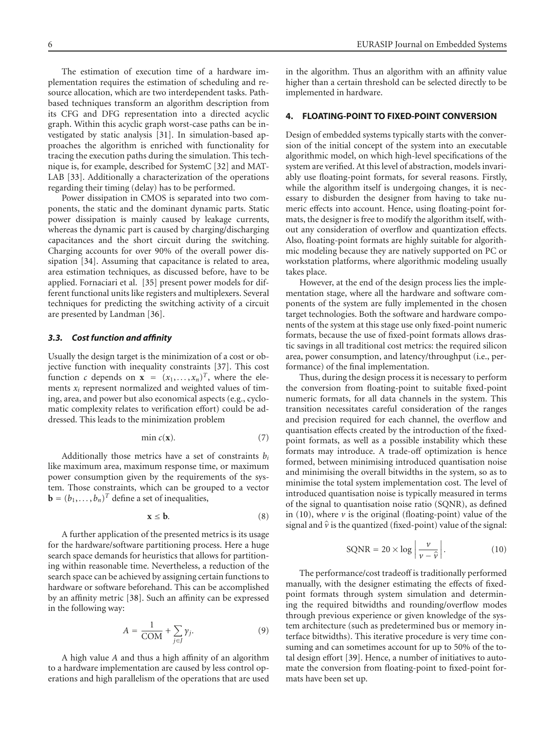The estimation of execution time of a hardware implementation requires the estimation of scheduling and resource allocation, which are two interdependent tasks. Path-based techniques transform an algorithm description from its CFG and DFG representation into a directed acyclic graph. Within this acyclic graph worst-case paths can be investigated by static analysis [31]. In simulation-based approaches the algorithm is enriched with functionality for tracing the execution paths during the simulation. This technique is, for example, described for SystemC [32] and MATLAB [33]. Additionally a characterization of the operations regarding their timing (delay) has to be performed.

Power dissipation in CMOS is separated into two components, the static and the dominant dynamic parts. Static power dissipation is mainly caused by leakage currents, whereas the dynamic part is caused by charging/discharging capacitances and the short circuit during the switching. Charging accounts for over 90% of the overall power dissipation [34]. Assuming that capacitance is related to area, area estimation techniques, as discussed before, have to be applied. Fornaciari et al. [35] present power models for different functional units like registers and multiplexers. Several techniques for predicting the switching activity of a circuit are presented by Landman [36].

### 3.3. Cost function and affinity

Usually the design target is the minimization of a cost or objective function with inequality constraints [37]. This cost function $c$ depends on $\mathbf{x} = (x_1, \ldots, x_n)^T$, where the elements $x_i$ represent normalized and weighted values of timing, area, and power but also economical aspects (e.g., cyclomatic complexity relates to verification effort) could be addressed. This leads to the minimization problem

$$\min c(\mathbf{x}). \tag{7}$$

Additionally those metrics have a set of constraints $b_i$ like maximum area, maximum response time, or maximum power consumption given by the requirements of the system. Those constraints, which can be grouped to a vector $\mathbf{b} = (b_1, \ldots, b_n)^T$ define a set of inequalities,

$$\mathbf{x} \leq \mathbf{b}. \tag{8}$$

A further application of the presented metrics is its usage for the hardware/software partitioning process. Here a huge search space demands for heuristics that allows for partitioning within reasonable time. Nevertheless, a reduction of the search space can be achieved by assigning certain functions to hardware or software beforehand. This can be accomplished by an affinity metric [38]. Such an affinity can be expressed in the following way:

$$A = \frac{1}{\text{COM}} + \sum_{j \in J} \gamma_j. \tag{9}$$

A high value $A$ and thus a high affinity of an algorithm to a hardware implementation are caused by less control operations and high parallelism of the operations that are used in the algorithm. Thus an algorithm with an affinity value higher than a certain threshold can be selected directly to be implemented in hardware.

## 4. FLOATING-POINT TO FIXED-POINT CONVERSION

Design of embedded systems typically starts with the conversion of the initial concept of the system into an executable algorithmic model, on which high-level specifications of the system are verified. At this level of abstraction, models invariably use floating-point formats, for several reasons. Firstly, while the algorithm itself is undergoing changes, it is necessary to disburden the designer from having to take numeric effects into account. Hence, using floating-point formats, the designer is free to modify the algorithm itself, without any consideration of overflow and quantization effects. Also, floating-point formats are highly suitable for algorithmic modeling because they are natively supported on PC or workstation platforms, where algorithmic modeling usually takes place.

However, at the end of the design process lies the implementation stage, where all the hardware and software components of the system are fully implemented in the chosen target technologies. Both the software and hardware components of the system at this stage use only fixed-point numeric formats, because the use of fixed-point formats allows drastic savings in all traditional cost metrics: the required silicon area, power consumption, and latency/throughput (i.e., performance) of the final implementation.

Thus, during the design process it is necessary to perform the conversion from floating-point to suitable fixed-point numeric formats, for all data channels in the system. This transition necessitates careful consideration of the ranges and precision required for each channel, the overflow and quantisation effects created by the introduction of the fixed-point formats, as well as a possible instability which these formats may introduce. A trade-off optimization is hence formed, between minimising introduced quantisation noise and minimising the overall bitwidths in the system, so as to minimise the total system implementation cost. The level of introduced quantisation noise is typically measured in terms of the signal to quantisation noise ratio (SQNR), as defined in (10), where $v$ is the original (floating-point) value of the signal and $\hat{v}$ is the quantized (fixed-point) value of the signal:

$$\text{SQNR} = 20 \times \log \left| \frac{v}{v - \hat{v}} \right|. \tag{10}$$

The performance/cost tradeoff is traditionally performed manually, with the designer estimating the effects of fixed-point formats through system simulation and determining the required bitwidths and rounding/overflow modes through previous experience or given knowledge of the system architecture (such as predetermined bus or memory interface bitwidths). This iterative procedure is very time consuming and can sometimes account for up to 50% of the total design effort [39]. Hence, a number of initiatives to automate the conversion from floating-point to fixed-point formats have been set up.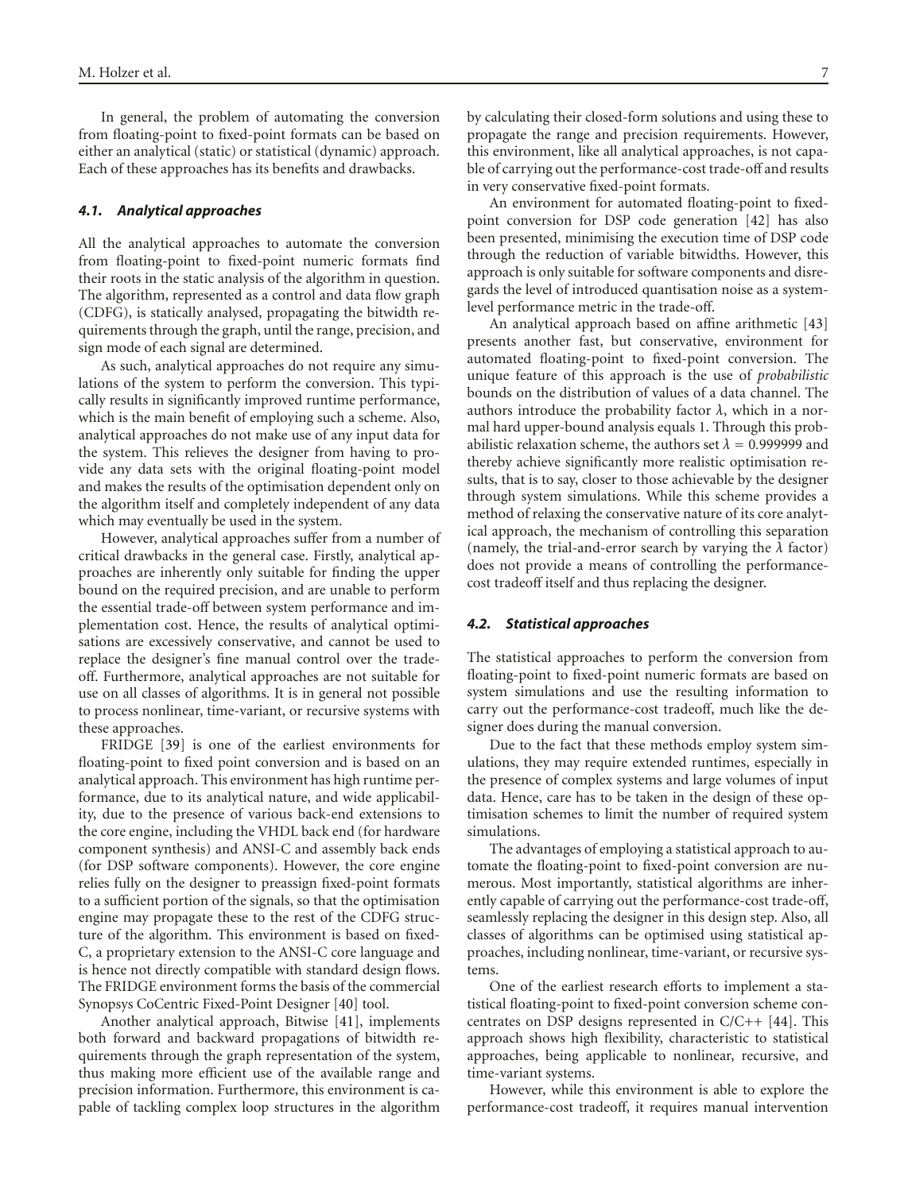In general, the problem of automating the conversion from floating-point to fixed-point formats can be based on either an analytical (static) or statistical (dynamic) approach. Each of these approaches has its benefits and drawbacks.

### *4.1. Analytical approaches*

All the analytical approaches to automate the conversion from floating-point to fixed-point numeric formats find their roots in the static analysis of the algorithm in question. The algorithm, represented as a control and data flow graph (CDFG), is statically analysed, propagating the bitwidth requirements through the graph, until the range, precision, and sign mode of each signal are determined.

As such, analytical approaches do not require any simulations of the system to perform the conversion. This typically results in significantly improved runtime performance, which is the main benefit of employing such a scheme. Also, analytical approaches do not make use of any input data for the system. This relieves the designer from having to provide any data sets with the original floating-point model and makes the results of the optimisation dependent only on the algorithm itself and completely independent of any data which may eventually be used in the system.

However, analytical approaches suffer from a number of critical drawbacks in the general case. Firstly, analytical approaches are inherently only suitable for finding the upper bound on the required precision, and are unable to perform the essential trade-off between system performance and implementation cost. Hence, the results of analytical optimisations are excessively conservative, and cannot be used to replace the designer's fine manual control over the trade-off. Furthermore, analytical approaches are not suitable for use on all classes of algorithms. It is in general not possible to process nonlinear, time-variant, or recursive systems with these approaches.

FRIDGE [39] is one of the earliest environments for floating-point to fixed point conversion and is based on an analytical approach. This environment has high runtime performance, due to its analytical nature, and wide applicability, due to the presence of various back-end extensions to the core engine, including the VHDL back end (for hardware component synthesis) and ANSI-C and assembly back ends (for DSP software components). However, the core engine relies fully on the designer to preassign fixed-point formats to a sufficient portion of the signals, so that the optimisation engine may propagate these to the rest of the CDFG structure of the algorithm. This environment is based on fixed-C, a proprietary extension to the ANSI-C core language and is hence not directly compatible with standard design flows. The FRIDGE environment forms the basis of the commercial Synopsys CoCentric Fixed-Point Designer [40] tool.

Another analytical approach, Bitwise [41], implements both forward and backward propagations of bitwidth requirements through the graph representation of the system, thus making more efficient use of the available range and precision information. Furthermore, this environment is capable of tackling complex loop structures in the algorithm by calculating their closed-form solutions and using these to propagate the range and precision requirements. However, this environment, like all analytical approaches, is not capable of carrying out the performance-cost trade-off and results in very conservative fixed-point formats.

An environment for automated floating-point to fixed-point conversion for DSP code generation [42] has also been presented, minimising the execution time of DSP code through the reduction of variable bitwidths. However, this approach is only suitable for software components and disregards the level of introduced quantisation noise as a system-level performance metric in the trade-off.

An analytical approach based on affine arithmetic [43] presents another fast, but conservative, environment for automated floating-point to fixed-point conversion. The unique feature of this approach is the use of *probabilistic* bounds on the distribution of values of a data channel. The authors introduce the probability factor $\lambda$, which in a normal hard upper-bound analysis equals 1. Through this probabilistic relaxation scheme, the authors set $\lambda = 0.999999$ and thereby achieve significantly more realistic optimisation results, that is to say, closer to those achievable by the designer through system simulations. While this scheme provides a method of relaxing the conservative nature of its core analytical approach, the mechanism of controlling this separation (namely, the trial-and-error search by varying the $\lambda$ factor) does not provide a means of controlling the performance-cost tradeoff itself and thus replacing the designer.

### *4.2. Statistical approaches*

The statistical approaches to perform the conversion from floating-point to fixed-point numeric formats are based on system simulations and use the resulting information to carry out the performance-cost tradeoff, much like the designer does during the manual conversion.

Due to the fact that these methods employ system simulations, they may require extended runtimes, especially in the presence of complex systems and large volumes of input data. Hence, care has to be taken in the design of these optimisation schemes to limit the number of required system simulations.

The advantages of employing a statistical approach to automate the floating-point to fixed-point conversion are numerous. Most importantly, statistical algorithms are inherently capable of carrying out the performance-cost trade-off, seamlessly replacing the designer in this design step. Also, all classes of algorithms can be optimised using statistical approaches, including nonlinear, time-variant, or recursive systems.

One of the earliest research efforts to implement a statistical floating-point to fixed-point conversion scheme concentrates on DSP designs represented in C/C++ [44]. This approach shows high flexibility, characteristic to statistical approaches, being applicable to nonlinear, recursive, and time-variant systems.

However, while this environment is able to explore the performance-cost tradeoff, it requires manual intervention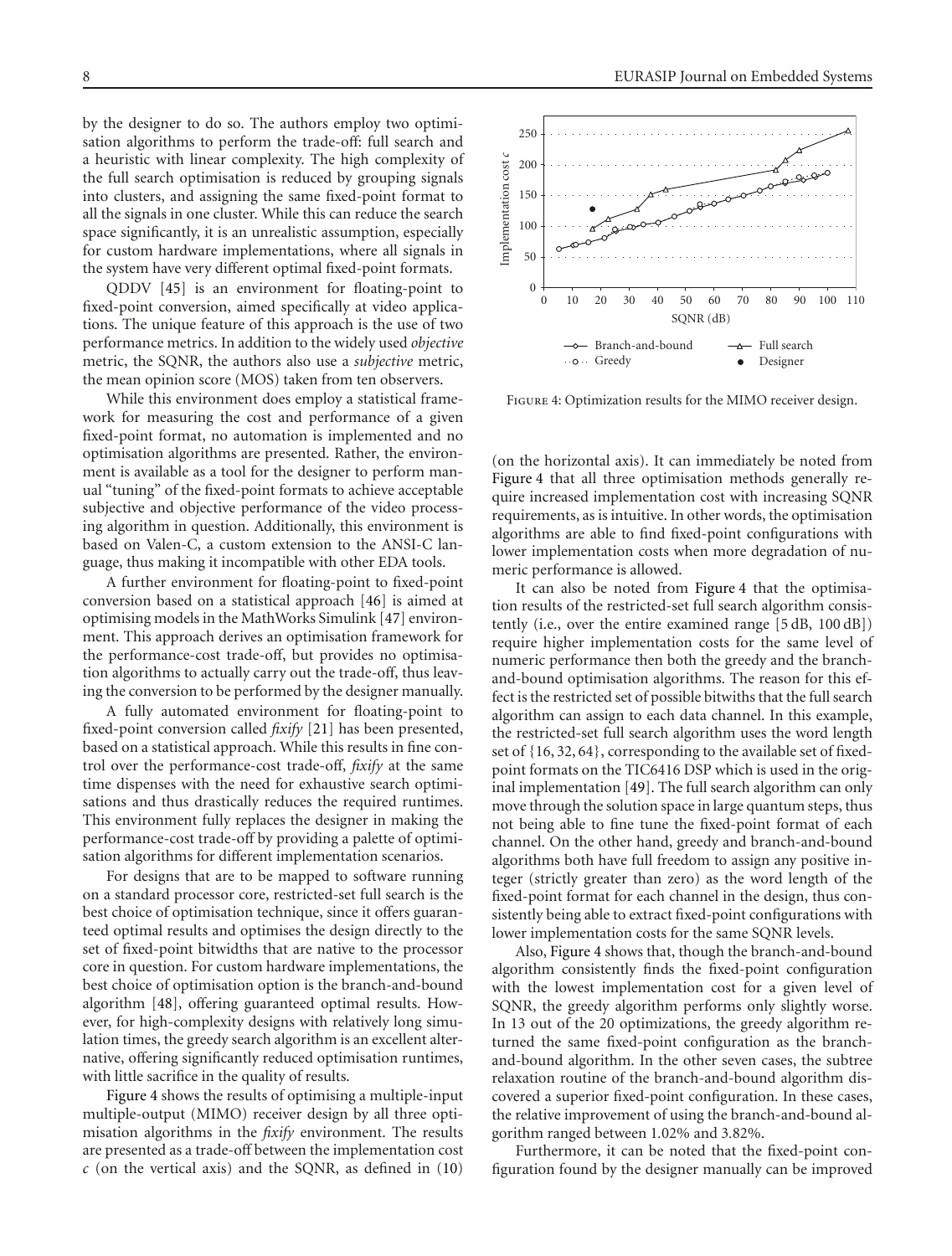by the designer to do so. The authors employ two optimisation algorithms to perform the trade-off: full search and a heuristic with linear complexity. The high complexity of the full search optimisation is reduced by grouping signals into clusters, and assigning the same fixed-point format to all the signals in one cluster. While this can reduce the search space significantly, it is an unrealistic assumption, especially for custom hardware implementations, where all signals in the system have very different optimal fixed-point formats.

QDDV [45] is an environment for floating-point to fixed-point conversion, aimed specifically at video applications. The unique feature of this approach is the use of two performance metrics. In addition to the widely used *objective* metric, the SQNR, the authors also use a *subjective* metric, the mean opinion score (MOS) taken from ten observers.

While this environment does employ a statistical framework for measuring the cost and performance of a given fixed-point format, no automation is implemented and no optimisation algorithms are presented. Rather, the environment is available as a tool for the designer to perform manual "tuning" of the fixed-point formats to achieve acceptable subjective and objective performance of the video processing algorithm in question. Additionally, this environment is based on Valen-C, a custom extension to the ANSI-C language, thus making it incompatible with other EDA tools.

A further environment for floating-point to fixed-point conversion based on a statistical approach [46] is aimed at optimising models in the MathWorks Simulink [47] environment. This approach derives an optimisation framework for the performance-cost trade-off, but provides no optimisation algorithms to actually carry out the trade-off, thus leaving the conversion to be performed by the designer manually.

A fully automated environment for floating-point to fixed-point conversion called *fixify* [21] has been presented, based on a statistical approach. While this results in fine control over the performance-cost trade-off, *fixify* at the same time dispenses with the need for exhaustive search optimisations and thus drastically reduces the required runtimes. This environment fully replaces the designer in making the performance-cost trade-off by providing a palette of optimisation algorithms for different implementation scenarios.

For designs that are to be mapped to software running on a standard processor core, restricted-set full search is the best choice of optimisation technique, since it offers guaranteed optimal results and optimises the design directly to the set of fixed-point bitwidths that are native to the processor core in question. For custom hardware implementations, the best choice of optimisation option is the branch-and-bound algorithm [48], offering guaranteed optimal results. However, for high-complexity designs with relatively long simulation times, the greedy search algorithm is an excellent alternative, offering significantly reduced optimisation runtimes, with little sacrifice in the quality of results.

Figure 4 shows the results of optimising a multiple-input multiple-output (MIMO) receiver design by all three optimisation algorithms in the *fixify* environment. The results are presented as a trade-off between the implementation cost $c$ (on the vertical axis) and the SQNR, as defined in (10) (on the horizontal axis). It can immediately be noted from Figure 4 that all three optimisation methods generally require increased implementation cost with increasing SQNR requirements, as is intuitive. In other words, the optimisation algorithms are able to find fixed-point configurations with lower implementation costs when more degradation of numeric performance is allowed.

Implementation cost $c$
0 50 100 150 200 250
0 10 20 30 40 50 60 70 80 90 100 110
SQNR (dB)
Branch-and-bound
Full search
Greedy
Designer

Figure 4: Optimization results for the MIMO receiver design.

It can also be noted from Figure 4 that the optimisation results of the restricted-set full search algorithm consistently (i.e., over the entire examined range [5 dB, 100 dB]) require higher implementation costs for the same level of numeric performance then both the greedy and the branch-and-bound optimisation algorithms. The reason for this effect is the restricted set of possible bitwiths that the full search algorithm can assign to each data channel. In this example, the restricted-set full search algorithm uses the word length set of {16, 32, 64}, corresponding to the available set of fixed-point formats on the TIC6416 DSP which is used in the original implementation [49]. The full search algorithm can only move through the solution space in large quantum steps, thus not being able to fine tune the fixed-point format of each channel. On the other hand, greedy and branch-and-bound algorithms both have full freedom to assign any positive integer (strictly greater than zero) as the word length of the fixed-point format for each channel in the design, thus consistently being able to extract fixed-point configurations with lower implementation costs for the same SQNR levels.

Also, Figure 4 shows that, though the branch-and-bound algorithm consistently finds the fixed-point configuration with the lowest implementation cost for a given level of SQNR, the greedy algorithm performs only slightly worse. In 13 out of the 20 optimizations, the greedy algorithm returned the same fixed-point configuration as the branch-and-bound algorithm. In the other seven cases, the subtree relaxation routine of the branch-and-bound algorithm discovered a superior fixed-point configuration. In these cases, the relative improvement of using the branch-and-bound algorithm ranged between 1.02% and 3.82%.

Furthermore, it can be noted that the fixed-point configuration found by the designer manually can be improved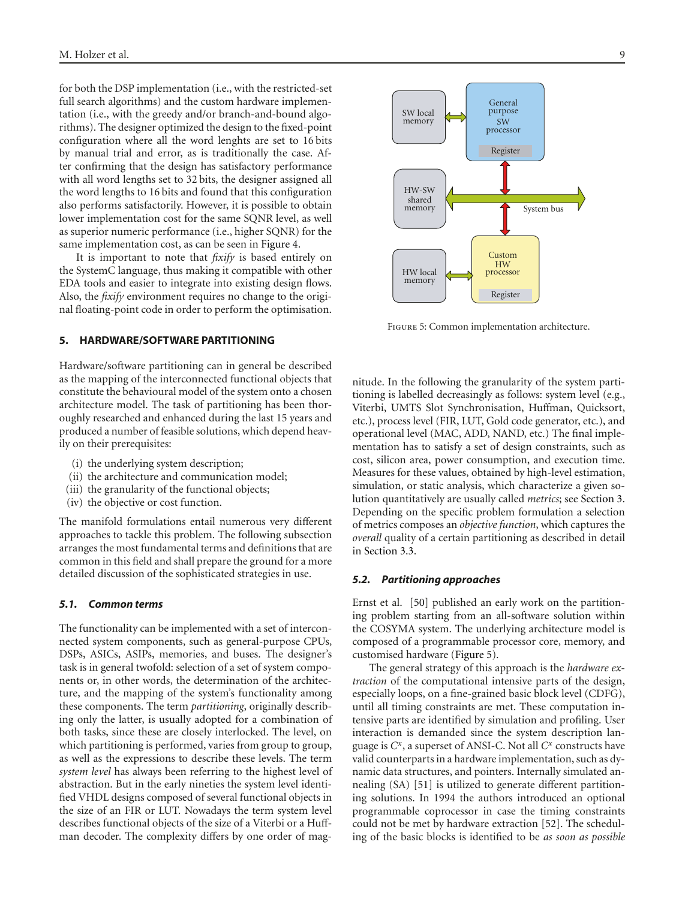for both the DSP implementation (i.e., with the restricted-set full search algorithms) and the custom hardware implementation (i.e., with the greedy and/or branch-and-bound algorithms). The designer optimized the design to the fixed-point configuration where all the word lenghts are set to 16 bits by manual trial and error, as is traditionally the case. After confirming that the design has satisfactory performance with all word lengths set to 32 bits, the designer assigned all the word lengths to 16 bits and found that this configuration also performs satisfactorily. However, it is possible to obtain lower implementation cost for the same SQNR level, as well as superior numeric performance (i.e., higher SQNR) for the same implementation cost, as can be seen in Figure 4.

It is important to note that *fixify* is based entirely on the SystemC language, thus making it compatible with other EDA tools and easier to integrate into existing design flows. Also, the *fixify* environment requires no change to the original floating-point code in order to perform the optimisation.

## 5. HARDWARE/SOFTWARE PARTITIONING

Hardware/software partitioning can in general be described as the mapping of the interconnected functional objects that constitute the behavioural model of the system onto a chosen architecture model. The task of partitioning has been thoroughly researched and enhanced during the last 15 years and produced a number of feasible solutions, which depend heavily on their prerequisites:

(i) the underlying system description;
(ii) the architecture and communication model;
(iii) the granularity of the functional objects;
(iv) the objective or cost function.

The manifold formulations entail numerous very different approaches to tackle this problem. The following subsection arranges the most fundamental terms and definitions that are common in this field and shall prepare the ground for a more detailed discussion of the sophisticated strategies in use.

### 5.1. Common terms

The functionality can be implemented with a set of interconnected system components, such as general-purpose CPUs, DSPs, ASICs, ASIPs, memories, and buses. The designer's task is in general twofold: selection of a set of system components or, in other words, the determination of the architecture, and the mapping of the system's functionality among these components. The term *partitioning*, originally describing only the latter, is usually adopted for a combination of both tasks, since these are closely interlocked. The level, on which partitioning is performed, varies from group to group, as well as the expressions to describe these levels. The term *system level* has always been referring to the highest level of abstraction. But in the early nineties the system level identified VHDL designs composed of several functional objects in the size of an FIR or LUT. Nowadays the term system level describes functional objects of the size of a Viterbi or a Huffman decoder. The complexity differs by one order of magnitude. In the following the granularity of the system partitioning is labelled decreasingly as follows: system level (e.g., Viterbi, UMTS Slot Synchronisation, Huffman, Quicksort, etc.), process level (FIR, LUT, Gold code generator, etc.), and operational level (MAC, ADD, NAND, etc.) The final implementation has to satisfy a set of design constraints, such as cost, silicon area, power consumption, and execution time. Measures for these values, obtained by high-level estimation, simulation, or static analysis, which characterize a given solution quantitatively are usually called *metrics*; see Section 3. Depending on the specific problem formulation a selection of metrics composes an *objective function*, which captures the *overall* quality of a certain partitioning as described in detail in Section 3.3.

Figure 5: Common implementation architecture.

### 5.2. Partitioning approaches

Ernst et al. [50] published an early work on the partitioning problem starting from an all-software solution within the COSYMA system. The underlying architecture model is composed of a programmable processor core, memory, and customised hardware (Figure 5).

The general strategy of this approach is the *hardware extraction* of the computational intensive parts of the design, especially loops, on a fine-grained basic block level (CDFG), until all timing constraints are met. These computation intensive parts are identified by simulation and profiling. User interaction is demanded since the system description language is $C^x$, a superset of ANSI-C. Not all $C^x$ constructs have valid counterparts in a hardware implementation, such as dynamic data structures, and pointers. Internally simulated annealing (SA) [51] is utilized to generate different partitioning solutions. In 1994 the authors introduced an optional programmable coprocessor in case the timing constraints could not be met by hardware extraction [52]. The scheduling of the basic blocks is identified to be *as soon as possible*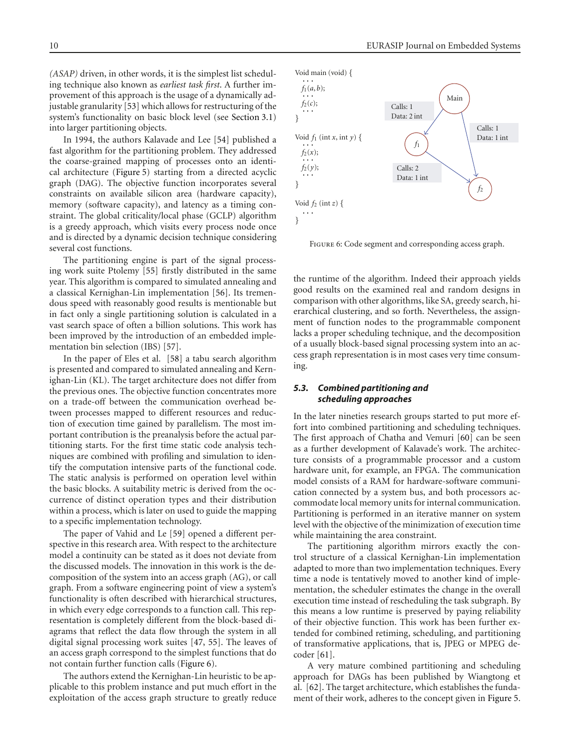*(ASAP)* driven, in other words, it is the simplest list scheduling technique also known as *earliest task first*. A further improvement of this approach is the usage of a dynamically adjustable granularity [53] which allows for restructuring of the system's functionality on basic block level (see Section 3.1) into larger partitioning objects.

In 1994, the authors Kalavade and Lee [54] published a fast algorithm for the partitioning problem. They addressed the coarse-grained mapping of processes onto an identical architecture (Figure 5) starting from a directed acyclic graph (DAG). The objective function incorporates several constraints on available silicon area (hardware capacity), memory (software capacity), and latency as a timing constraint. The global criticality/local phase (GCLP) algorithm is a greedy approach, which visits every process node once and is directed by a dynamic decision technique considering several cost functions.

The partitioning engine is part of the signal processing work suite Ptolemy [55] firstly distributed in the same year. This algorithm is compared to simulated annealing and a classical Kernighan-Lin implementation [56]. Its tremendous speed with reasonably good results is mentionable but in fact only a single partitioning solution is calculated in a vast search space of often a billion solutions. This work has been improved by the introduction of an embedded implementation bin selection (IBS) [57].

In the paper of Eles et al. [58] a tabu search algorithm is presented and compared to simulated annealing and Kernighan-Lin (KL). The target architecture does not differ from the previous ones. The objective function concentrates more on a trade-off between the communication overhead between processes mapped to different resources and reduction of execution time gained by parallelism. The most important contribution is the preanalysis before the actual partitioning starts. For the first time static code analysis techniques are combined with profiling and simulation to identify the computation intensive parts of the functional code. The static analysis is performed on operation level within the basic blocks. A suitability metric is derived from the occurrence of distinct operation types and their distribution within a process, which is later on used to guide the mapping to a specific implementation technology.

The paper of Vahid and Le [59] opened a different perspective in this research area. With respect to the architecture model a continuity can be stated as it does not deviate from the discussed models. The innovation in this work is the decomposition of the system into an access graph (AG), or call graph. From a software engineering point of view a system's functionality is often described with hierarchical structures, in which every edge corresponds to a function call. This representation is completely different from the block-based diagrams that reflect the data flow through the system in all digital signal processing work suites [47, 55]. The leaves of an access graph correspond to the simplest functions that do not contain further function calls (Figure 6).

```
Void main (void) {
  ...
  f1(a, b);
  ...
  f2(c);
  ...
}

Void f1 (int x, int y) {
  ...
  f2(x);
  ...
  f2(y);
  ...
}

Void f2 (int z) {
  ...
}
```

Main

$f_1$

$f_2$

Calls: 1
Data: 2 int

Calls: 1
Data: 1 int

Calls: 2
Data: 1 int

Figure 6: Code segment and corresponding access graph.

The authors extend the Kernighan-Lin heuristic to be applicable to this problem instance and put much effort in the exploitation of the access graph structure to greatly reduce the runtime of the algorithm. Indeed their approach yields good results on the examined real and random designs in comparison with other algorithms, like SA, greedy search, hierarchical clustering, and so forth. Nevertheless, the assignment of function nodes to the programmable component lacks a proper scheduling technique, and the decomposition of a usually block-based signal processing system into an access graph representation is in most cases very time consuming.

### *5.3. Combined partitioning and scheduling approaches*

In the later nineties research groups started to put more effort into combined partitioning and scheduling techniques. The first approach of Chatha and Vemuri [60] can be seen as a further development of Kalavade's work. The architecture consists of a programmable processor and a custom hardware unit, for example, an FPGA. The communication model consists of a RAM for hardware-software communication connected by a system bus, and both processors accommodate local memory units for internal communication. Partitioning is performed in an iterative manner on system level with the objective of the minimization of execution time while maintaining the area constraint.

The partitioning algorithm mirrors exactly the control structure of a classical Kernighan-Lin implementation adapted to more than two implementation techniques. Every time a node is tentatively moved to another kind of implementation, the scheduler estimates the change in the overall execution time instead of rescheduling the task subgraph. By this means a low runtime is preserved by paying reliability of their objective function. This work has been further extended for combined retiming, scheduling, and partitioning of transformative applications, that is, JPEG or MPEG decoder [61].

A very mature combined partitioning and scheduling approach for DAGs has been published by Wiangtong et al. [62]. The target architecture, which establishes the fundament of their work, adheres to the concept given in Figure 5.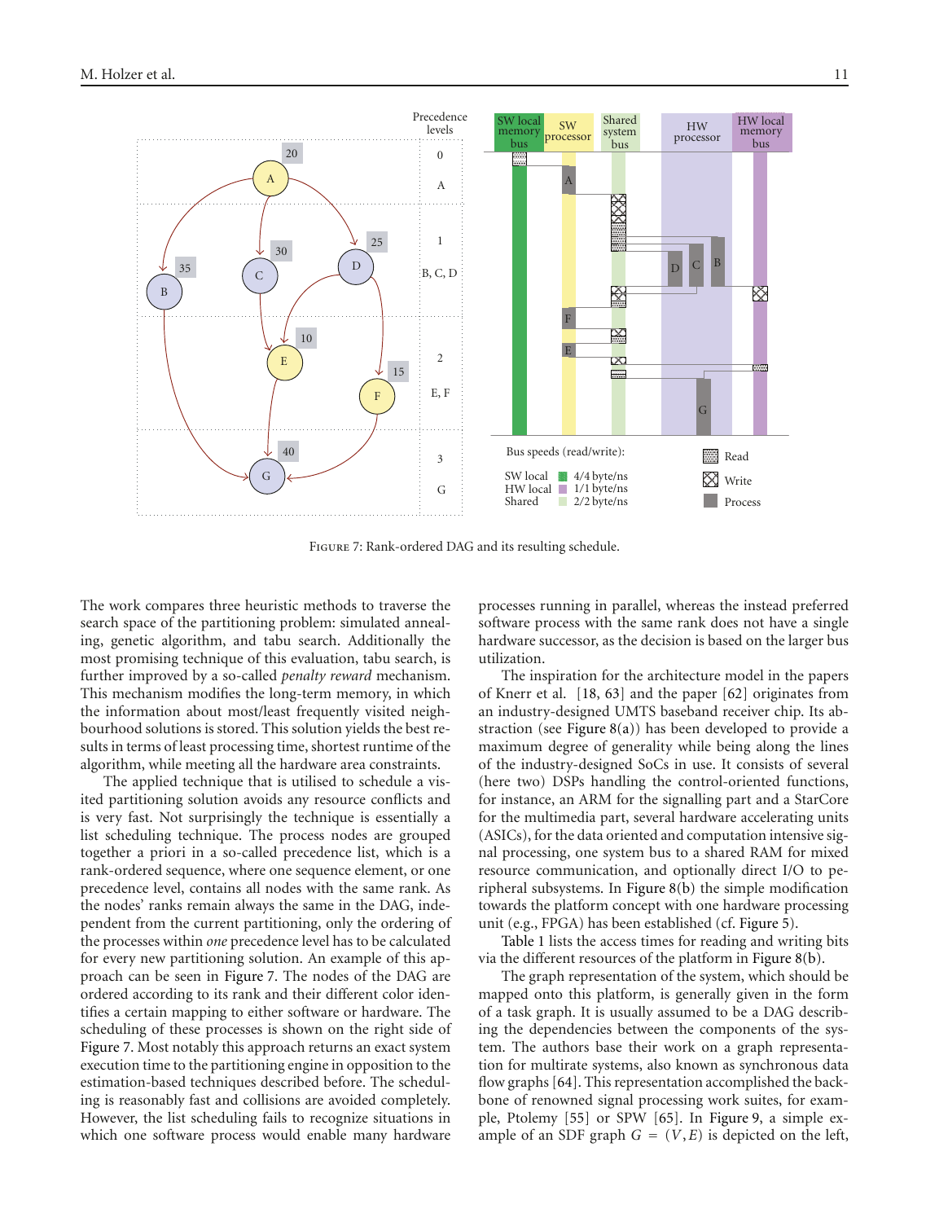Precedence levels

0 A

1 B, C, D

2 E, F

3 G

20 A

35 B

30 C

25 D

10 E

15 F

40 G

SW local memory bus

SW processor

Shared system bus

HW processor

HW local memory bus

Bus speeds (read/write):

SW local 4/4 byte/ns

HW local 1/1 byte/ns

Shared 2/2 byte/ns

Read

Write

Process

Figure 7: Rank-ordered DAG and its resulting schedule.

The work compares three heuristic methods to traverse the search space of the partitioning problem: simulated annealing, genetic algorithm, and tabu search. Additionally the most promising technique of this evaluation, tabu search, is further improved by a so-called *penalty reward* mechanism. This mechanism modifies the long-term memory, in which the information about most/least frequently visited neighbourhood solutions is stored. This solution yields the best results in terms of least processing time, shortest runtime of the algorithm, while meeting all the hardware area constraints.

The applied technique that is utilised to schedule a visited partitioning solution avoids any resource conflicts and is very fast. Not surprisingly the technique is essentially a list scheduling technique. The process nodes are grouped together a priori in a so-called precedence list, which is a rank-ordered sequence, where one sequence element, or one precedence level, contains all nodes with the same rank. As the nodes' ranks remain always the same in the DAG, independent from the current partitioning, only the ordering of the processes within *one* precedence level has to be calculated for every new partitioning solution. An example of this approach can be seen in Figure 7. The nodes of the DAG are ordered according to its rank and their different color identifies a certain mapping to either software or hardware. The scheduling of these processes is shown on the right side of Figure 7. Most notably this approach returns an exact system execution time to the partitioning engine in opposition to the estimation-based techniques described before. The scheduling is reasonably fast and collisions are avoided completely. However, the list scheduling fails to recognize situations in which one software process would enable many hardware processes running in parallel, whereas the instead preferred software process with the same rank does not have a single hardware successor, as the decision is based on the larger bus utilization.

The inspiration for the architecture model in the papers of Knerr et al. [18, 63] and the paper [62] originates from an industry-designed UMTS baseband receiver chip. Its abstraction (see Figure 8(a)) has been developed to provide a maximum degree of generality while being along the lines of the industry-designed SoCs in use. It consists of several (here two) DSPs handling the control-oriented functions, for instance, an ARM for the signalling part and a StarCore for the multimedia part, several hardware accelerating units (ASICs), for the data oriented and computation intensive signal processing, one system bus to a shared RAM for mixed resource communication, and optionally direct I/O to peripheral subsystems. In Figure 8(b) the simple modification towards the platform concept with one hardware processing unit (e.g., FPGA) has been established (cf. Figure 5).

Table 1 lists the access times for reading and writing bits via the different resources of the platform in Figure 8(b).

The graph representation of the system, which should be mapped onto this platform, is generally given in the form of a task graph. It is usually assumed to be a DAG describing the dependencies between the components of the system. The authors base their work on a graph representation for multirate systems, also known as synchronous data flow graphs [64]. This representation accomplished the backbone of renowned signal processing work suites, for example, Ptolemy [55] or SPW [65]. In Figure 9, a simple example of an SDF graph $G = (V, E)$ is depicted on the left,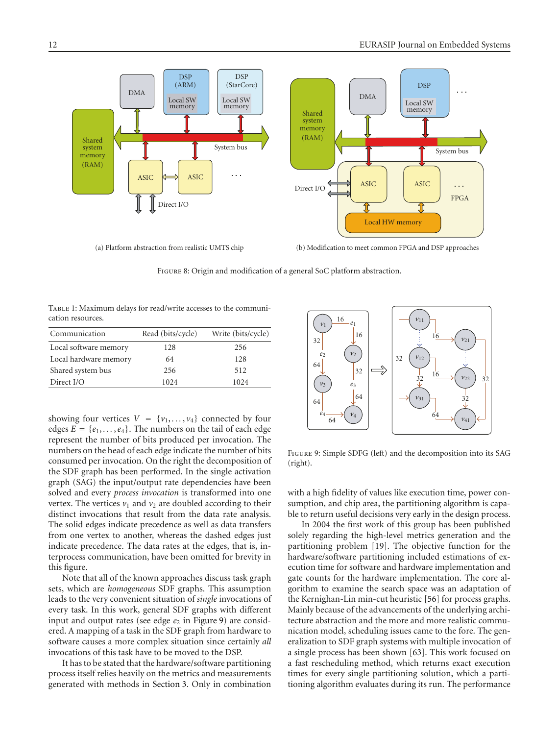(a) Platform abstraction from realistic UMTS chip

(b) Modification to meet common FPGA and DSP approaches

Figure 8: Origin and modification of a general SoC platform abstraction.

Table 1: Maximum delays for read/write accesses to the communication resources.

| Communication | Read (bits/cycle) | Write (bits/cycle) |
|---|---|---|
| Local software memory | 128 | 256 |
| Local hardware memory | 64 | 128 |
| Shared system bus | 256 | 512 |
| Direct I/O | 1024 | 1024 |

showing four vertices $V = \{v_1, \dots, v_4\}$ connected by four edges $E = \{e_1, \dots, e_4\}$. The numbers on the tail of each edge represent the number of bits produced per invocation. The numbers on the head of each edge indicate the number of bits consumed per invocation. On the right the decomposition of the SDF graph has been performed. In the single activation graph (SAG) the input/output rate dependencies have been solved and every *process invocation* is transformed into one vertex. The vertices $v_1$ and $v_2$ are doubled according to their distinct invocations that result from the data rate analysis. The solid edges indicate precedence as well as data transfers from one vertex to another, whereas the dashed edges just indicate precedence. The data rates at the edges, that is, interprocess communication, have been omitted for brevity in this figure.

Note that all of the known approaches discuss task graph sets, which are *homogeneous* SDF graphs. This assumption leads to the very convenient situation of *single* invocations of every task. In this work, general SDF graphs with different input and output rates (see edge $e_2$ in Figure 9) are considered. A mapping of a task in the SDF graph from hardware to software causes a more complex situation since certainly *all* invocations of this task have to be moved to the DSP.

It has to be stated that the hardware/software partitioning process itself relies heavily on the metrics and measurements generated with methods in Section 3. Only in combination with a high fidelity of values like execution time, power consumption, and chip area, the partitioning algorithm is capable to return useful decisions very early in the design process.

Figure 9: Simple SDFG (left) and the decomposition into its SAG (right).

In 2004 the first work of this group has been published solely regarding the high-level metrics generation and the partitioning problem [19]. The objective function for the hardware/software partitioning included estimations of execution time for software and hardware implementation and gate counts for the hardware implementation. The core algorithm to examine the search space was an adaptation of the Kernighan-Lin min-cut heuristic [56] for process graphs. Mainly because of the advancements of the underlying architecture abstraction and the more and more realistic communication model, scheduling issues came to the fore. The generalization to SDF graph systems with multiple invocation of a single process has been shown [63]. This work focused on a fast rescheduling method, which returns exact execution times for every single partitioning solution, which a partitioning algorithm evaluates during its run. The performance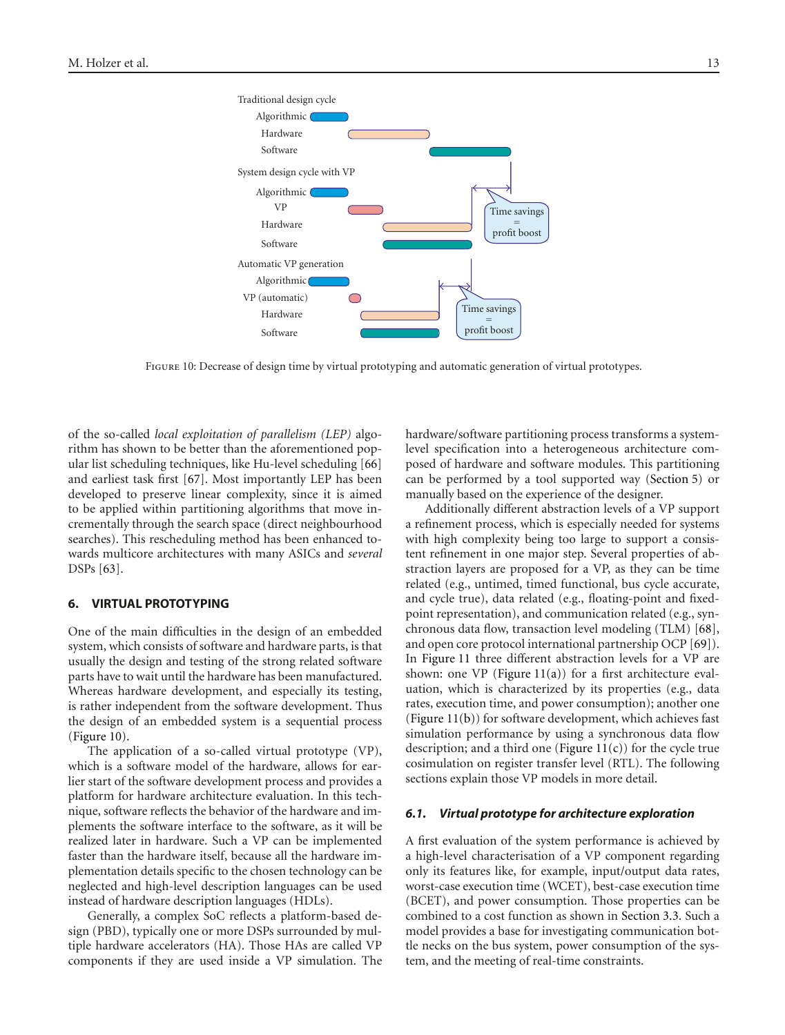FIGURE 10: Decrease of design time by virtual prototyping and automatic generation of virtual prototypes.

of the so-called *local exploitation of parallelism (LEP)* algorithm has shown to be better than the aforementioned popular list scheduling techniques, like Hu-level scheduling [66] and earliest task first [67]. Most importantly LEP has been developed to preserve linear complexity, since it is aimed to be applied within partitioning algorithms that move incrementally through the search space (direct neighbourhood searches). This rescheduling method has been enhanced towards multicore architectures with many ASICs and *several* DSPs [63].

## 6. VIRTUAL PROTOTYPING

One of the main difficulties in the design of an embedded system, which consists of software and hardware parts, is that usually the design and testing of the strong related software parts have to wait until the hardware has been manufactured. Whereas hardware development, and especially its testing, is rather independent from the software development. Thus the design of an embedded system is a sequential process (Figure 10).

The application of a so-called virtual prototype (VP), which is a software model of the hardware, allows for earlier start of the software development process and provides a platform for hardware architecture evaluation. In this technique, software reflects the behavior of the hardware and implements the software interface to the software, as it will be realized later in hardware. Such a VP can be implemented faster than the hardware itself, because all the hardware implementation details specific to the chosen technology can be neglected and high-level description languages can be used instead of hardware description languages (HDLs).

Generally, a complex SoC reflects a platform-based design (PBD), typically one or more DSPs surrounded by multiple hardware accelerators (HA). Those HAs are called VP components if they are used inside a VP simulation. The hardware/software partitioning process transforms a system-level specification into a heterogeneous architecture composed of hardware and software modules. This partitioning can be performed by a tool supported way (Section 5) or manually based on the experience of the designer.

Additionally different abstraction levels of a VP support a refinement process, which is especially needed for systems with high complexity being too large to support a consistent refinement in one major step. Several properties of abstraction layers are proposed for a VP, as they can be time related (e.g., untimed, timed functional, bus cycle accurate, and cycle true), data related (e.g., floating-point and fixed-point representation), and communication related (e.g., synchronous data flow, transaction level modeling (TLM) [68], and open core protocol international partnership OCP [69]). In Figure 11 three different abstraction levels for a VP are shown: one VP (Figure 11(a)) for a first architecture evaluation, which is characterized by its properties (e.g., data rates, execution time, and power consumption); another one (Figure 11(b)) for software development, which achieves fast simulation performance by using a synchronous data flow description; and a third one (Figure 11(c)) for the cycle true cosimulation on register transfer level (RTL). The following sections explain those VP models in more detail.

### 6.1. Virtual prototype for architecture exploration

A first evaluation of the system performance is achieved by a high-level characterisation of a VP component regarding only its features like, for example, input/output data rates, worst-case execution time (WCET), best-case execution time (BCET), and power consumption. Those properties can be combined to a cost function as shown in Section 3.3. Such a model provides a base for investigating communication bottle necks on the bus system, power consumption of the system, and the meeting of real-time constraints.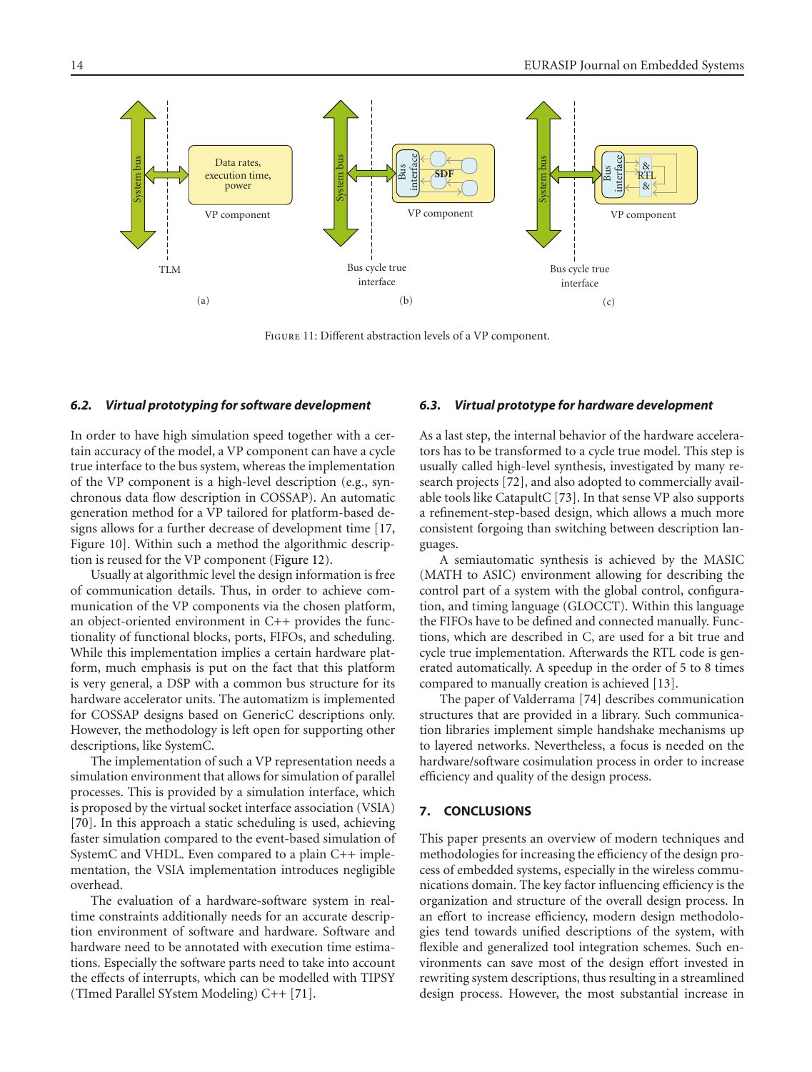Figure 11: Different abstraction levels of a VP component.

### 6.2. Virtual prototyping for software development

In order to have high simulation speed together with a certain accuracy of the model, a VP component can have a cycle true interface to the bus system, whereas the implementation of the VP component is a high-level description (e.g., synchronous data flow description in COSSAP). An automatic generation method for a VP tailored for platform-based designs allows for a further decrease of development time [17, Figure 10]. Within such a method the algorithmic description is reused for the VP component (Figure 12).

Usually at algorithmic level the design information is free of communication details. Thus, in order to achieve communication of the VP components via the chosen platform, an object-oriented environment in C++ provides the functionality of functional blocks, ports, FIFOs, and scheduling. While this implementation implies a certain hardware platform, much emphasis is put on the fact that this platform is very general, a DSP with a common bus structure for its hardware accelerator units. The automatizm is implemented for COSSAP designs based on GenericC descriptions only. However, the methodology is left open for supporting other descriptions, like SystemC.

The implementation of such a VP representation needs a simulation environment that allows for simulation of parallel processes. This is provided by a simulation interface, which is proposed by the virtual socket interface association (VSIA) [70]. In this approach a static scheduling is used, achieving faster simulation compared to the event-based simulation of SystemC and VHDL. Even compared to a plain C++ implementation, the VSIA implementation introduces negligible overhead.

The evaluation of a hardware-software system in real-time constraints additionally needs for an accurate description environment of software and hardware. Software and hardware need to be annotated with execution time estimations. Especially the software parts need to take into account the effects of interrupts, which can be modelled with TIPSY (TImed Parallel SYstem Modeling) C++ [71].

### 6.3. Virtual prototype for hardware development

As a last step, the internal behavior of the hardware accelerators has to be transformed to a cycle true model. This step is usually called high-level synthesis, investigated by many research projects [72], and also adopted to commercially available tools like CatapultC [73]. In that sense VP also supports a refinement-step-based design, which allows a much more consistent forgoing than switching between description languages.

A semiautomatic synthesis is achieved by the MASIC (MATH to ASIC) environment allowing for describing the control part of a system with the global control, configuration, and timing language (GLOCCT). Within this language the FIFOs have to be defined and connected manually. Functions, which are described in C, are used for a bit true and cycle true implementation. Afterwards the RTL code is generated automatically. A speedup in the order of 5 to 8 times compared to manually creation is achieved [13].

The paper of Valderrama [74] describes communication structures that are provided in a library. Such communication libraries implement simple handshake mechanisms up to layered networks. Nevertheless, a focus is needed on the hardware/software cosimulation process in order to increase efficiency and quality of the design process.

## 7. CONCLUSIONS

This paper presents an overview of modern techniques and methodologies for increasing the efficiency of the design process of embedded systems, especially in the wireless communications domain. The key factor influencing efficiency is the organization and structure of the overall design process. In an effort to increase efficiency, modern design methodologies tend towards unified descriptions of the system, with flexible and generalized tool integration schemes. Such environments can save most of the design effort invested in rewriting system descriptions, thus resulting in a streamlined design process. However, the most substantial increase in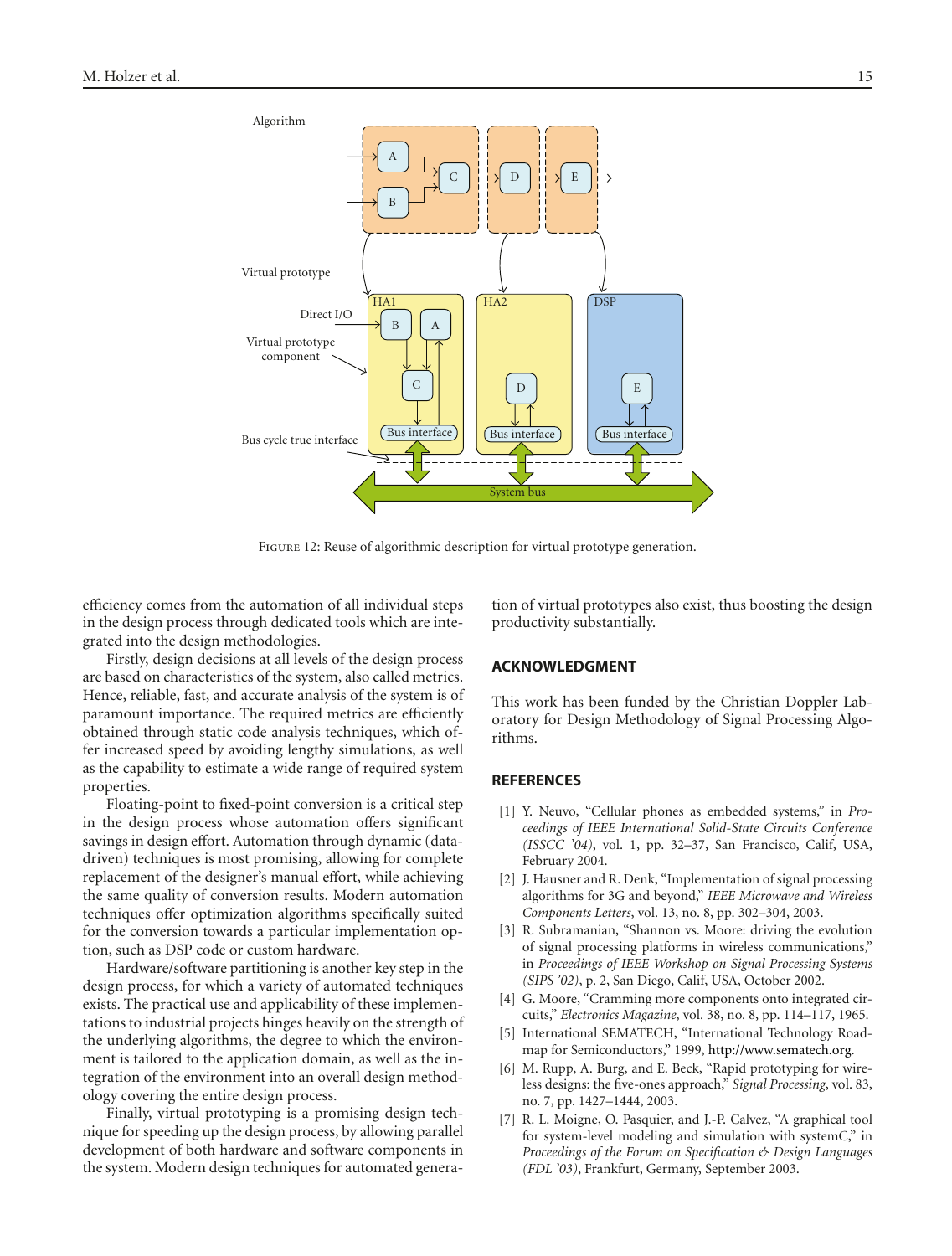Figure 12: Reuse of algorithmic description for virtual prototype generation.

efficiency comes from the automation of all individual steps in the design process through dedicated tools which are integrated into the design methodologies.

Firstly, design decisions at all levels of the design process are based on characteristics of the system, also called metrics. Hence, reliable, fast, and accurate analysis of the system is of paramount importance. The required metrics are efficiently obtained through static code analysis techniques, which offer increased speed by avoiding lengthy simulations, as well as the capability to estimate a wide range of required system properties.

Floating-point to fixed-point conversion is a critical step in the design process whose automation offers significant savings in design effort. Automation through dynamic (data-driven) techniques is most promising, allowing for complete replacement of the designer's manual effort, while achieving the same quality of conversion results. Modern automation techniques offer optimization algorithms specifically suited for the conversion towards a particular implementation option, such as DSP code or custom hardware.

Hardware/software partitioning is another key step in the design process, for which a variety of automated techniques exists. The practical use and applicability of these implementations to industrial projects hinges heavily on the strength of the underlying algorithms, the degree to which the environment is tailored to the application domain, as well as the integration of the environment into an overall design methodology covering the entire design process.

Finally, virtual prototyping is a promising design technique for speeding up the design process, by allowing parallel development of both hardware and software components in the system. Modern design techniques for automated generation of virtual prototypes also exist, thus boosting the design productivity substantially.

## ACKNOWLEDGMENT

This work has been funded by the Christian Doppler Laboratory for Design Methodology of Signal Processing Algorithms.

## REFERENCES

[1] Y. Neuvo, "Cellular phones as embedded systems," in *Proceedings of IEEE International Solid-State Circuits Conference (ISSCC '04)*, vol. 1, pp. 32–37, San Francisco, Calif, USA, February 2004.

[2] J. Hausner and R. Denk, "Implementation of signal processing algorithms for 3G and beyond," *IEEE Microwave and Wireless Components Letters*, vol. 13, no. 8, pp. 302–304, 2003.

[3] R. Subramanian, "Shannon vs. Moore: driving the evolution of signal processing platforms in wireless communications," in *Proceedings of IEEE Workshop on Signal Processing Systems (SIPS '02)*, p. 2, San Diego, Calif, USA, October 2002.

[4] G. Moore, "Cramming more components onto integrated circuits," *Electronics Magazine*, vol. 38, no. 8, pp. 114–117, 1965.

[5] International SEMATECH, "International Technology Roadmap for Semiconductors," 1999, http://www.sematech.org.

[6] M. Rupp, A. Burg, and E. Beck, "Rapid prototyping for wireless designs: the five-ones approach," *Signal Processing*, vol. 83, no. 7, pp. 1427–1444, 2003.

[7] R. L. Moigne, O. Pasquier, and J.-P. Calvez, "A graphical tool for system-level modeling and simulation with systemC," in *Proceedings of the Forum on Specification & Design Languages (FDL '03)*, Frankfurt, Germany, September 2003.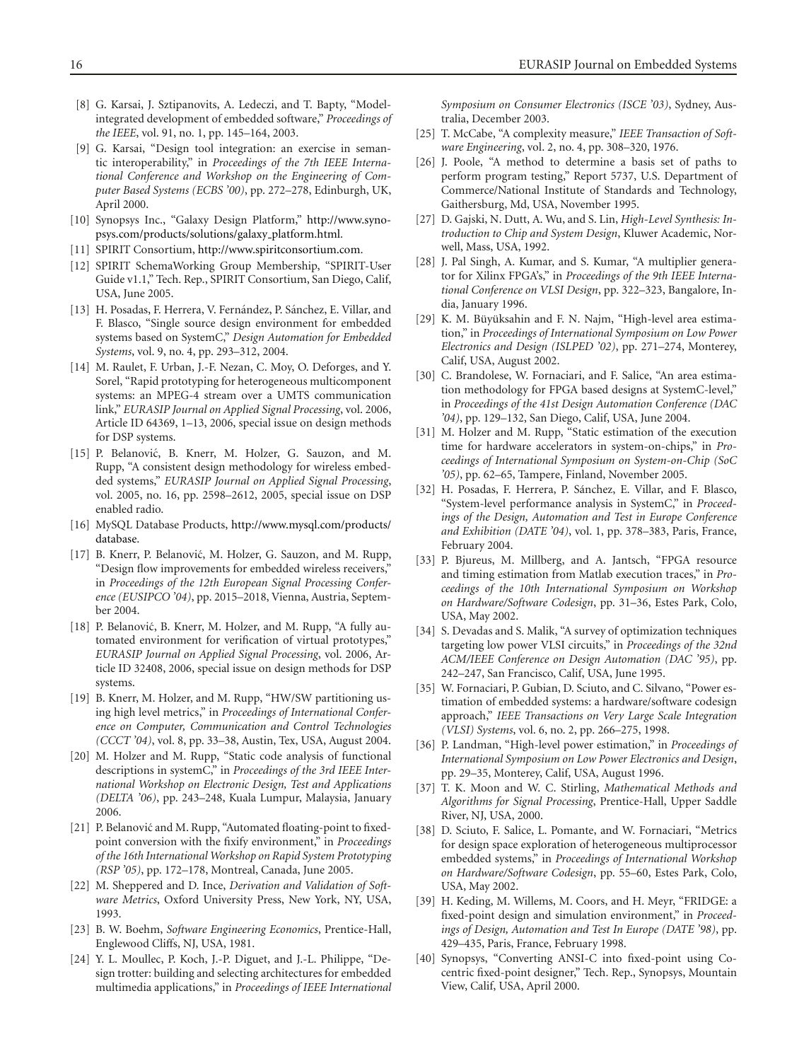[8] G. Karsai, J. Sztipanovits, A. Ledeczi, and T. Bapty, "Model-integrated development of embedded software," *Proceedings of the IEEE*, vol. 91, no. 1, pp. 145–164, 2003.

[9] G. Karsai, "Design tool integration: an exercise in semantic interoperability," in *Proceedings of the 7th IEEE International Conference and Workshop on the Engineering of Computer Based Systems (ECBS '00)*, pp. 272–278, Edinburgh, UK, April 2000.

[10] Synopsys Inc., "Galaxy Design Platform," http://www.synopsys.com/products/solutions/galaxy_platform.html.

[11] SPIRIT Consortium, http://www.spiritconsortium.com.

[12] SPIRIT SchemaWorking Group Membership, "SPIRIT-User Guide v1.1," Tech. Rep., SPIRIT Consortium, San Diego, Calif, USA, June 2005.

[13] H. Posadas, F. Herrera, V. Fernández, P. Sánchez, E. Villar, and F. Blasco, "Single source design environment for embedded systems based on SystemC," *Design Automation for Embedded Systems*, vol. 9, no. 4, pp. 293–312, 2004.

[14] M. Raulet, F. Urban, J.-F. Nezan, C. Moy, O. Deforges, and Y. Sorel, "Rapid prototyping for heterogeneous multicomponent systems: an MPEG-4 stream over a UMTS communication link," *EURASIP Journal on Applied Signal Processing*, vol. 2006, Article ID 64369, 1–13, 2006, special issue on design methods for DSP systems.

[15] P. Belanović, B. Knerr, M. Holzer, G. Sauzon, and M. Rupp, "A consistent design methodology for wireless embedded systems," *EURASIP Journal on Applied Signal Processing*, vol. 2005, no. 16, pp. 2598–2612, 2005, special issue on DSP enabled radio.

[16] MySQL Database Products, http://www.mysql.com/products/database.

[17] B. Knerr, P. Belanović, M. Holzer, G. Sauzon, and M. Rupp, "Design flow improvements for embedded wireless receivers," in *Proceedings of the 12th European Signal Processing Conference (EUSIPCO '04)*, pp. 2015–2018, Vienna, Austria, September 2004.

[18] P. Belanović, B. Knerr, M. Holzer, and M. Rupp, "A fully automated environment for verification of virtual prototypes," *EURASIP Journal on Applied Signal Processing*, vol. 2006, Article ID 32408, 2006, special issue on design methods for DSP systems.

[19] B. Knerr, M. Holzer, and M. Rupp, "HW/SW partitioning using high level metrics," in *Proceedings of International Conference on Computer, Communication and Control Technologies (CCCT '04)*, vol. 8, pp. 33–38, Austin, Tex, USA, August 2004.

[20] M. Holzer and M. Rupp, "Static code analysis of functional descriptions in systemC," in *Proceedings of the 3rd IEEE International Workshop on Electronic Design, Test and Applications (DELTA '06)*, pp. 243–248, Kuala Lumpur, Malaysia, January 2006.

[21] P. Belanović and M. Rupp, "Automated floating-point to fixed-point conversion with the fixify environment," in *Proceedings of the 16th International Workshop on Rapid System Prototyping (RSP '05)*, pp. 172–178, Montreal, Canada, June 2005.

[22] M. Sheppered and D. Ince, *Derivation and Validation of Software Metrics*, Oxford University Press, New York, NY, USA, 1993.

[23] B. W. Boehm, *Software Engineering Economics*, Prentice-Hall, Englewood Cliffs, NJ, USA, 1981.

[24] Y. L. Moullec, P. Koch, J.-P. Diguet, and J.-L. Philippe, "Design trotter: building and selecting architectures for embedded multimedia applications," in *Proceedings of IEEE International Symposium on Consumer Electronics (ISCE '03)*, Sydney, Australia, December 2003.

[25] T. McCabe, "A complexity measure," *IEEE Transaction of Software Engineering*, vol. 2, no. 4, pp. 308–320, 1976.

[26] J. Poole, "A method to determine a basis set of paths to perform program testing," Report 5737, U.S. Department of Commerce/National Institute of Standards and Technology, Gaithersburg, Md, USA, November 1995.

[27] D. Gajski, N. Dutt, A. Wu, and S. Lin, *High-Level Synthesis: Introduction to Chip and System Design*, Kluwer Academic, Norwell, Mass, USA, 1992.

[28] J. Pal Singh, A. Kumar, and S. Kumar, "A multiplier generator for Xilinx FPGA's," in *Proceedings of the 9th IEEE International Conference on VLSI Design*, pp. 322–323, Bangalore, India, January 1996.

[29] K. M. Büyüksahin and F. N. Najm, "High-level area estimation," in *Proceedings of International Symposium on Low Power Electronics and Design (ISLPED '02)*, pp. 271–274, Monterey, Calif, USA, August 2002.

[30] C. Brandolese, W. Fornaciari, and F. Salice, "An area estimation methodology for FPGA based designs at SystemC-level," in *Proceedings of the 41st Design Automation Conference (DAC '04)*, pp. 129–132, San Diego, Calif, USA, June 2004.

[31] M. Holzer and M. Rupp, "Static estimation of the execution time for hardware accelerators in system-on-chips," in *Proceedings of International Symposium on System-on-Chip (SoC '05)*, pp. 62–65, Tampere, Finland, November 2005.

[32] H. Posadas, F. Herrera, P. Sánchez, E. Villar, and F. Blasco, "System-level performance analysis in SystemC," in *Proceedings of the Design, Automation and Test in Europe Conference and Exhibition (DATE '04)*, vol. 1, pp. 378–383, Paris, France, February 2004.

[33] P. Bjureus, M. Millberg, and A. Jantsch, "FPGA resource and timing estimation from Matlab execution traces," in *Proceedings of the 10th International Symposium on Workshop on Hardware/Software Codesign*, pp. 31–36, Estes Park, Colo, USA, May 2002.

[34] S. Devadas and S. Malik, "A survey of optimization techniques targeting low power VLSI circuits," in *Proceedings of the 32nd ACM/IEEE Conference on Design Automation (DAC '95)*, pp. 242–247, San Francisco, Calif, USA, June 1995.

[35] W. Fornaciari, P. Gubian, D. Sciuto, and C. Silvano, "Power estimation of embedded systems: a hardware/software codesign approach," *IEEE Transactions on Very Large Scale Integration (VLSI) Systems*, vol. 6, no. 2, pp. 266–275, 1998.

[36] P. Landman, "High-level power estimation," in *Proceedings of International Symposium on Low Power Electronics and Design*, pp. 29–35, Monterey, Calif, USA, August 1996.

[37] T. K. Moon and W. C. Stirling, *Mathematical Methods and Algorithms for Signal Processing*, Prentice-Hall, Upper Saddle River, NJ, USA, 2000.

[38] D. Sciuto, F. Salice, L. Pomante, and W. Fornaciari, "Metrics for design space exploration of heterogeneous multiprocessor embedded systems," in *Proceedings of International Workshop on Hardware/Software Codesign*, pp. 55–60, Estes Park, Colo, USA, May 2002.

[39] H. Keding, M. Willems, M. Coors, and H. Meyr, "FRIDGE: a fixed-point design and simulation environment," in *Proceedings of Design, Automation and Test In Europe (DATE '98)*, pp. 429–435, Paris, France, February 1998.

[40] Synopsys, "Converting ANSI-C into fixed-point using Cocentric fixed-point designer," Tech. Rep., Synopsys, Mountain View, Calif, USA, April 2000.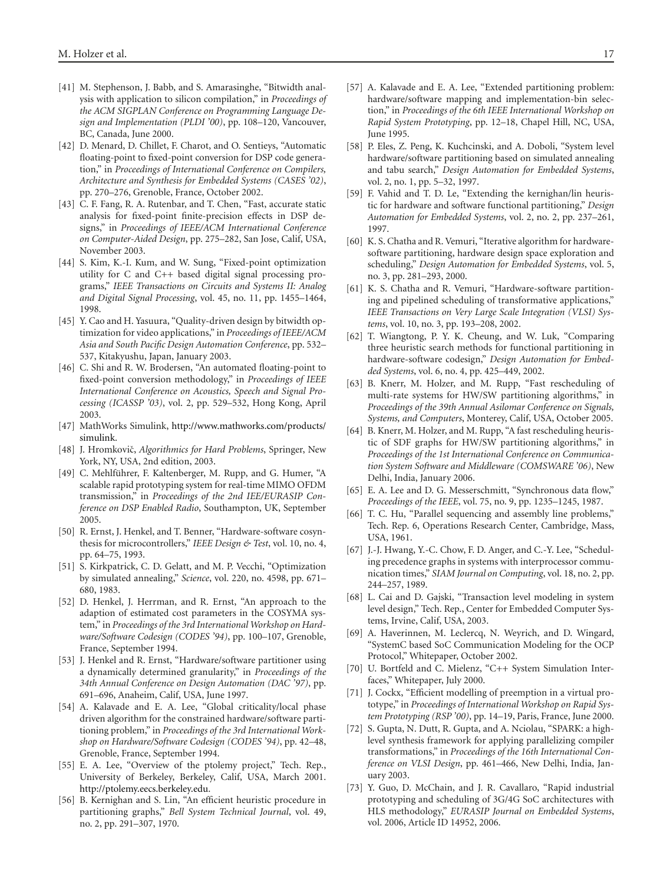[41] M. Stephenson, J. Babb, and S. Amarasinghe, "Bitwidth analysis with application to silicon compilation," in *Proceedings of the ACM SIGPLAN Conference on Programming Language Design and Implementation (PLDI '00)*, pp. 108–120, Vancouver, BC, Canada, June 2000.

[42] D. Menard, D. Chillet, F. Charot, and O. Sentieys, "Automatic floating-point to fixed-point conversion for DSP code generation," in *Proceedings of International Conference on Compilers, Architecture and Synthesis for Embedded Systems (CASES '02)*, pp. 270–276, Grenoble, France, October 2002.

[43] C. F. Fang, R. A. Rutenbar, and T. Chen, "Fast, accurate static analysis for fixed-point finite-precision effects in DSP designs," in *Proceedings of IEEE/ACM International Conference on Computer-Aided Design*, pp. 275–282, San Jose, Calif, USA, November 2003.

[44] S. Kim, K.-I. Kum, and W. Sung, "Fixed-point optimization utility for C and C++ based digital signal processing programs," *IEEE Transactions on Circuits and Systems II: Analog and Digital Signal Processing*, vol. 45, no. 11, pp. 1455–1464, 1998.

[45] Y. Cao and H. Yasuura, "Quality-driven design by bitwidth optimization for video applications," in *Proceedings of IEEE/ACM Asia and South Pacific Design Automation Conference*, pp. 532–537, Kitakyushu, Japan, January 2003.

[46] C. Shi and R. W. Brodersen, "An automated floating-point to fixed-point conversion methodology," in *Proceedings of IEEE International Conference on Acoustics, Speech and Signal Processing (ICASSP '03)*, vol. 2, pp. 529–532, Hong Kong, April 2003.

[47] MathWorks Simulink, http://www.mathworks.com/products/simulink.

[48] J. Hromkovič, *Algorithmics for Hard Problems*, Springer, New York, NY, USA, 2nd edition, 2003.

[49] C. Mehlführer, F. Kaltenberger, M. Rupp, and G. Humer, "A scalable rapid prototyping system for real-time MIMO OFDM transmission," in *Proceedings of the 2nd IEE/EURASIP Conference on DSP Enabled Radio*, Southampton, UK, September 2005.

[50] R. Ernst, J. Henkel, and T. Benner, "Hardware-software cosynthesis for microcontrollers," *IEEE Design & Test*, vol. 10, no. 4, pp. 64–75, 1993.

[51] S. Kirkpatrick, C. D. Gelatt, and M. P. Vecchi, "Optimization by simulated annealing," *Science*, vol. 220, no. 4598, pp. 671–680, 1983.

[52] D. Henkel, J. Herrman, and R. Ernst, "An approach to the adaption of estimated cost parameters in the COSYMA system," in *Proceedings of the 3rd International Workshop on Hardware/Software Codesign (CODES '94)*, pp. 100–107, Grenoble, France, September 1994.

[53] J. Henkel and R. Ernst, "Hardware/software partitioner using a dynamically determined granularity," in *Proceedings of the 34th Annual Conference on Design Automation (DAC '97)*, pp. 691–696, Anaheim, Calif, USA, June 1997.

[54] A. Kalavade and E. A. Lee, "Global criticality/local phase driven algorithm for the constrained hardware/software partitioning problem," in *Proceedings of the 3rd International Workshop on Hardware/Software Codesign (CODES '94)*, pp. 42–48, Grenoble, France, September 1994.

[55] E. A. Lee, "Overview of the ptolemy project," Tech. Rep., University of Berkeley, Berkeley, Calif, USA, March 2001. http://ptolemy.eecs.berkeley.edu.

[56] B. Kernighan and S. Lin, "An efficient heuristic procedure in partitioning graphs," *Bell System Technical Journal*, vol. 49, no. 2, pp. 291–307, 1970.

[57] A. Kalavade and E. A. Lee, "Extended partitioning problem: hardware/software mapping and implementation-bin selection," in *Proceedings of the 6th IEEE International Workshop on Rapid System Prototyping*, pp. 12–18, Chapel Hill, NC, USA, June 1995.

[58] P. Eles, Z. Peng, K. Kuchcinski, and A. Doboli, "System level hardware/software partitioning based on simulated annealing and tabu search," *Design Automation for Embedded Systems*, vol. 2, no. 1, pp. 5–32, 1997.

[59] F. Vahid and T. D. Le, "Extending the kernighan/lin heuristic for hardware and software functional partitioning," *Design Automation for Embedded Systems*, vol. 2, no. 2, pp. 237–261, 1997.

[60] K. S. Chatha and R. Vemuri, "Iterative algorithm for hardware-software partitioning, hardware design space exploration and scheduling," *Design Automation for Embedded Systems*, vol. 5, no. 3, pp. 281–293, 2000.

[61] K. S. Chatha and R. Vemuri, "Hardware-software partitioning and pipelined scheduling of transformative applications," *IEEE Transactions on Very Large Scale Integration (VLSI) Systems*, vol. 10, no. 3, pp. 193–208, 2002.

[62] T. Wiangtong, P. Y. K. Cheung, and W. Luk, "Comparing three heuristic search methods for functional partitioning in hardware-software codesign," *Design Automation for Embedded Systems*, vol. 6, no. 4, pp. 425–449, 2002.

[63] B. Knerr, M. Holzer, and M. Rupp, "Fast rescheduling of multi-rate systems for HW/SW partitioning algorithms," in *Proceedings of the 39th Annual Asilomar Conference on Signals, Systems, and Computers*, Monterey, Calif, USA, October 2005.

[64] B. Knerr, M. Holzer, and M. Rupp, "A fast rescheduling heuristic of SDF graphs for HW/SW partitioning algorithms," in *Proceedings of the 1st International Conference on Communication System Software and Middleware (COMSWARE '06)*, New Delhi, India, January 2006.

[65] E. A. Lee and D. G. Messerschmitt, "Synchronous data flow," *Proceedings of the IEEE*, vol. 75, no. 9, pp. 1235–1245, 1987.

[66] T. C. Hu, "Parallel sequencing and assembly line problems," Tech. Rep. 6, Operations Research Center, Cambridge, Mass, USA, 1961.

[67] J.-J. Hwang, Y.-C. Chow, F. D. Anger, and C.-Y. Lee, "Scheduling precedence graphs in systems with interprocessor communication times," *SIAM Journal on Computing*, vol. 18, no. 2, pp. 244–257, 1989.

[68] L. Cai and D. Gajski, "Transaction level modeling in system level design," Tech. Rep., Center for Embedded Computer Systems, Irvine, Calif, USA, 2003.

[69] A. Haverinnen, M. Leclercq, N. Weyrich, and D. Wingard, "SystemC based SoC Communication Modeling for the OCP Protocol," Whitepaper, October 2002.

[70] U. Bortfeld and C. Mielenz, "C++ System Simulation Interfaces," Whitepaper, July 2000.

[71] J. Cockx, "Efficient modelling of preemption in a virtual prototype," in *Proceedings of International Workshop on Rapid System Prototyping (RSP '00)*, pp. 14–19, Paris, France, June 2000.

[72] S. Gupta, N. Dutt, R. Gupta, and A. Nciolau, "SPARK: a high-level synthesis framework for applying parallelizing compiler transformations," in *Proceedings of the 16th International Conference on VLSI Design*, pp. 461–466, New Delhi, India, January 2003.

[73] Y. Guo, D. McChain, and J. R. Cavallaro, "Rapid industrial prototyping and scheduling of 3G/4G SoC architectures with HLS methodology," *EURASIP Journal on Embedded Systems*, vol. 2006, Article ID 14952, 2006.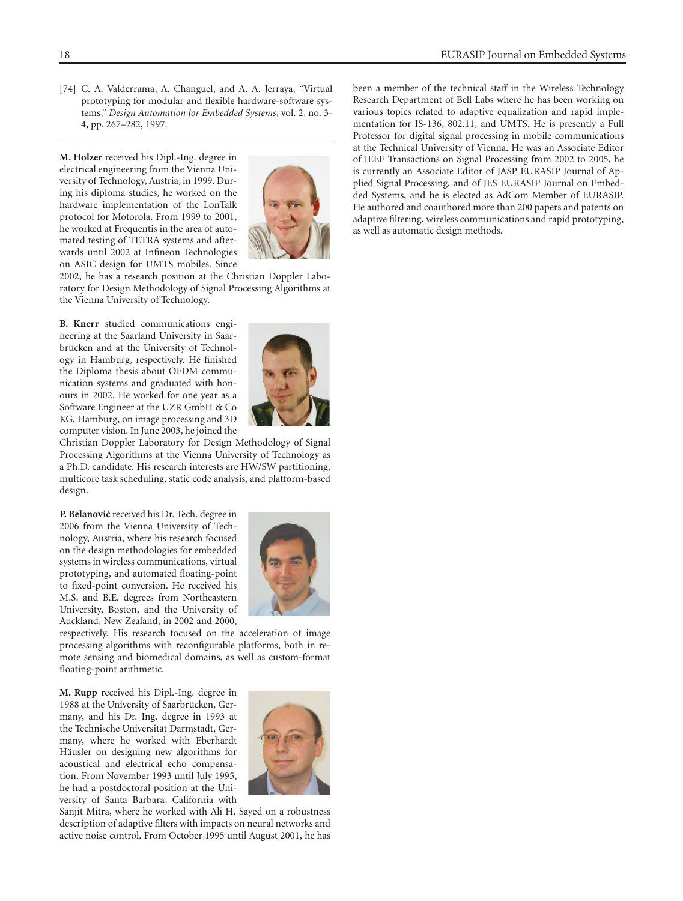[74] C. A. Valderrama, A. Changuel, and A. A. Jerraya, "Virtual prototyping for modular and flexible hardware-software systems," *Design Automation for Embedded Systems*, vol. 2, no. 3-4, pp. 267–282, 1997.

**M. Holzer** received his Dipl.-Ing. degree in electrical engineering from the Vienna University of Technology, Austria, in 1999. During his diploma studies, he worked on the hardware implementation of the LonTalk protocol for Motorola. From 1999 to 2001, he worked at Frequentis in the area of automated testing of TETRA systems and afterwards until 2002 at Infineon Technologies on ASIC design for UMTS mobiles. Since 2002, he has a research position at the Christian Doppler Laboratory for Design Methodology of Signal Processing Algorithms at the Vienna University of Technology.

**B. Knerr** studied communications engineering at the Saarland University in Saarbrücken and at the University of Technology in Hamburg, respectively. He finished the Diploma thesis about OFDM communication systems and graduated with honours in 2002. He worked for one year as a Software Engineer at the UZR GmbH & Co KG, Hamburg, on image processing and 3D computer vision. In June 2003, he joined the Christian Doppler Laboratory for Design Methodology of Signal Processing Algorithms at the Vienna University of Technology as a Ph.D. candidate. His research interests are HW/SW partitioning, multicore task scheduling, static code analysis, and platform-based design.

**P. Belanović** received his Dr. Tech. degree in 2006 from the Vienna University of Technology, Austria, where his research focused on the design methodologies for embedded systems in wireless communications, virtual prototyping, and automated floating-point to fixed-point conversion. He received his M.S. and B.E. degrees from Northeastern University, Boston, and the University of Auckland, New Zealand, in 2002 and 2000, respectively. His research focused on the acceleration of image processing algorithms with reconfigurable platforms, both in remote sensing and biomedical domains, as well as custom-format floating-point arithmetic.

**M. Rupp** received his Dipl.-Ing. degree in 1988 at the University of Saarbrücken, Germany, and his Dr. Ing. degree in 1993 at the Technische Universität Darmstadt, Germany, where he worked with Eberhardt Häusler on designing new algorithms for acoustical and electrical echo compensation. From November 1993 until July 1995, he had a postdoctoral position at the University of Santa Barbara, California with Sanjit Mitra, where he worked with Ali H. Sayed on a robustness description of adaptive filters with impacts on neural networks and active noise control. From October 1995 until August 2001, he has been a member of the technical staff in the Wireless Technology Research Department of Bell Labs where he has been working on various topics related to adaptive equalization and rapid implementation for IS-136, 802.11, and UMTS. He is presently a Full Professor for digital signal processing in mobile communications at the Technical University of Vienna. He was an Associate Editor of IEEE Transactions on Signal Processing from 2002 to 2005, he is currently an Associate Editor of JASP EURASIP Journal of Applied Signal Processing, and of JES EURASIP Journal on Embedded Systems, and he is elected as AdCom Member of EURASIP. He authored and coauthored more than 200 papers and patents on adaptive filtering, wireless communications and rapid prototyping, as well as automatic design methods.